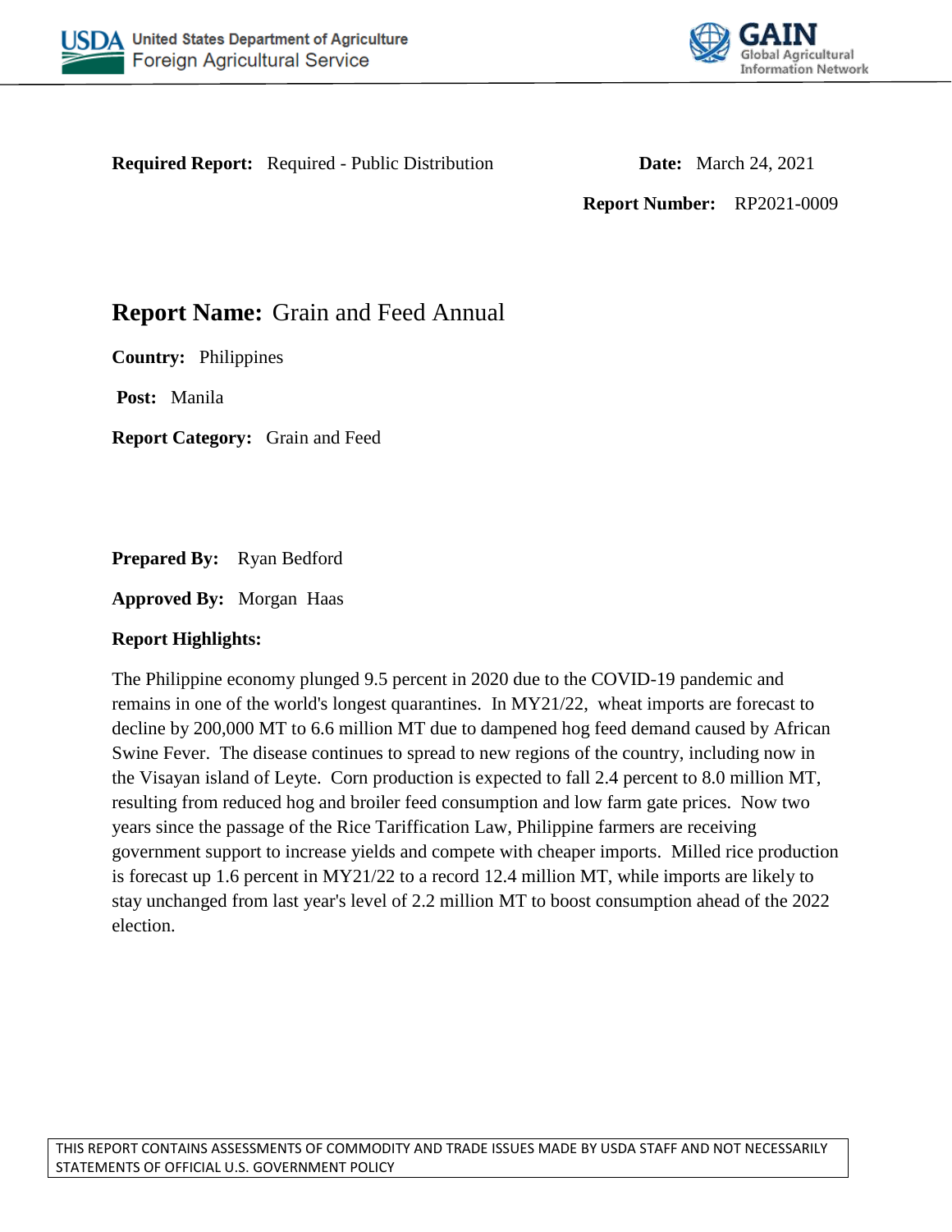United States Department of Agriculture
Foreign Agricultural Service

GAIN Global Agricultural Information Network

**Required Report:** Required - Public Distribution

**Date:** March 24, 2021

**Report Number:** RP2021-0009

# **Report Name:** Grain and Feed Annual

**Country:** Philippines

**Post:** Manila

**Report Category:** Grain and Feed

**Prepared By:** Ryan Bedford

**Approved By:** Morgan Haas

**Report Highlights:**

The Philippine economy plunged 9.5 percent in 2020 due to the COVID-19 pandemic and remains in one of the world's longest quarantines. In MY21/22, wheat imports are forecast to decline by 200,000 MT to 6.6 million MT due to dampened hog feed demand caused by African Swine Fever. The disease continues to spread to new regions of the country, including now in the Visayan island of Leyte. Corn production is expected to fall 2.4 percent to 8.0 million MT, resulting from reduced hog and broiler feed consumption and low farm gate prices. Now two years since the passage of the Rice Tariffication Law, Philippine farmers are receiving government support to increase yields and compete with cheaper imports. Milled rice production is forecast up 1.6 percent in MY21/22 to a record 12.4 million MT, while imports are likely to stay unchanged from last year's level of 2.2 million MT to boost consumption ahead of the 2022 election.

THIS REPORT CONTAINS ASSESSMENTS OF COMMODITY AND TRADE ISSUES MADE BY USDA STAFF AND NOT NECESSARILY STATEMENTS OF OFFICIAL U.S. GOVERNMENT POLICY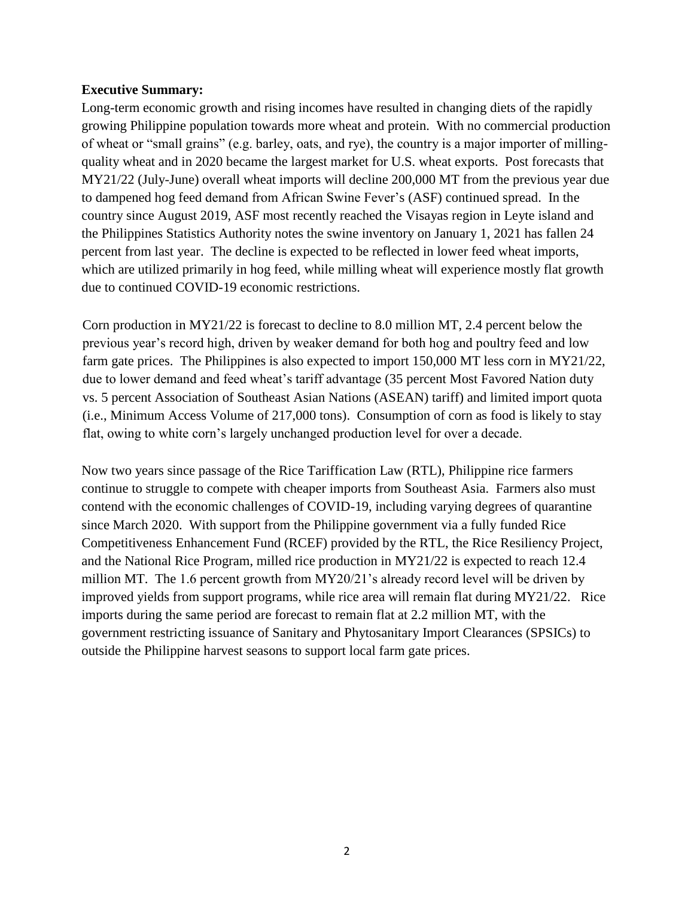**Executive Summary:**

Long-term economic growth and rising incomes have resulted in changing diets of the rapidly growing Philippine population towards more wheat and protein. With no commercial production of wheat or "small grains" (e.g. barley, oats, and rye), the country is a major importer of milling-quality wheat and in 2020 became the largest market for U.S. wheat exports. Post forecasts that MY21/22 (July-June) overall wheat imports will decline 200,000 MT from the previous year due to dampened hog feed demand from African Swine Fever's (ASF) continued spread. In the country since August 2019, ASF most recently reached the Visayas region in Leyte island and the Philippines Statistics Authority notes the swine inventory on January 1, 2021 has fallen 24 percent from last year. The decline is expected to be reflected in lower feed wheat imports, which are utilized primarily in hog feed, while milling wheat will experience mostly flat growth due to continued COVID-19 economic restrictions.

Corn production in MY21/22 is forecast to decline to 8.0 million MT, 2.4 percent below the previous year's record high, driven by weaker demand for both hog and poultry feed and low farm gate prices. The Philippines is also expected to import 150,000 MT less corn in MY21/22, due to lower demand and feed wheat's tariff advantage (35 percent Most Favored Nation duty vs. 5 percent Association of Southeast Asian Nations (ASEAN) tariff) and limited import quota (i.e., Minimum Access Volume of 217,000 tons). Consumption of corn as food is likely to stay flat, owing to white corn's largely unchanged production level for over a decade.

Now two years since passage of the Rice Tariffication Law (RTL), Philippine rice farmers continue to struggle to compete with cheaper imports from Southeast Asia. Farmers also must contend with the economic challenges of COVID-19, including varying degrees of quarantine since March 2020. With support from the Philippine government via a fully funded Rice Competitiveness Enhancement Fund (RCEF) provided by the RTL, the Rice Resiliency Project, and the National Rice Program, milled rice production in MY21/22 is expected to reach 12.4 million MT. The 1.6 percent growth from MY20/21's already record level will be driven by improved yields from support programs, while rice area will remain flat during MY21/22. Rice imports during the same period are forecast to remain flat at 2.2 million MT, with the government restricting issuance of Sanitary and Phytosanitary Import Clearances (SPSICs) to outside the Philippine harvest seasons to support local farm gate prices.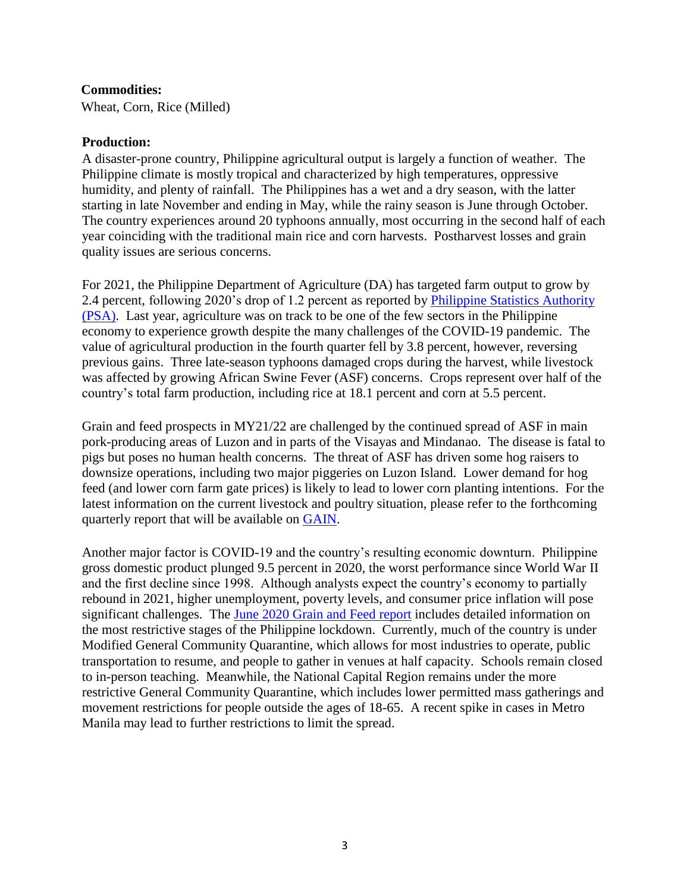**Commodities:**

Wheat, Corn, Rice (Milled)

**Production:**

A disaster-prone country, Philippine agricultural output is largely a function of weather. The Philippine climate is mostly tropical and characterized by high temperatures, oppressive humidity, and plenty of rainfall. The Philippines has a wet and a dry season, with the latter starting in late November and ending in May, while the rainy season is June through October. The country experiences around 20 typhoons annually, most occurring in the second half of each year coinciding with the traditional main rice and corn harvests. Postharvest losses and grain quality issues are serious concerns.

For 2021, the Philippine Department of Agriculture (DA) has targeted farm output to grow by 2.4 percent, following 2020's drop of 1.2 percent as reported by [Philippine Statistics Authority (PSA)](). Last year, agriculture was on track to be one of the few sectors in the Philippine economy to experience growth despite the many challenges of the COVID-19 pandemic. The value of agricultural production in the fourth quarter fell by 3.8 percent, however, reversing previous gains. Three late-season typhoons damaged crops during the harvest, while livestock was affected by growing African Swine Fever (ASF) concerns. Crops represent over half of the country's total farm production, including rice at 18.1 percent and corn at 5.5 percent.

Grain and feed prospects in MY21/22 are challenged by the continued spread of ASF in main pork-producing areas of Luzon and in parts of the Visayas and Mindanao. The disease is fatal to pigs but poses no human health concerns. The threat of ASF has driven some hog raisers to downsize operations, including two major piggeries on Luzon Island. Lower demand for hog feed (and lower corn farm gate prices) is likely to lead to lower corn planting intentions. For the latest information on the current livestock and poultry situation, please refer to the forthcoming quarterly report that will be available on [GAIN]().

Another major factor is COVID-19 and the country's resulting economic downturn. Philippine gross domestic product plunged 9.5 percent in 2020, the worst performance since World War II and the first decline since 1998. Although analysts expect the country's economy to partially rebound in 2021, higher unemployment, poverty levels, and consumer price inflation will pose significant challenges. The [June 2020 Grain and Feed report]() includes detailed information on the most restrictive stages of the Philippine lockdown. Currently, much of the country is under Modified General Community Quarantine, which allows for most industries to operate, public transportation to resume, and people to gather in venues at half capacity. Schools remain closed to in-person teaching. Meanwhile, the National Capital Region remains under the more restrictive General Community Quarantine, which includes lower permitted mass gatherings and movement restrictions for people outside the ages of 18-65. A recent spike in cases in Metro Manila may lead to further restrictions to limit the spread.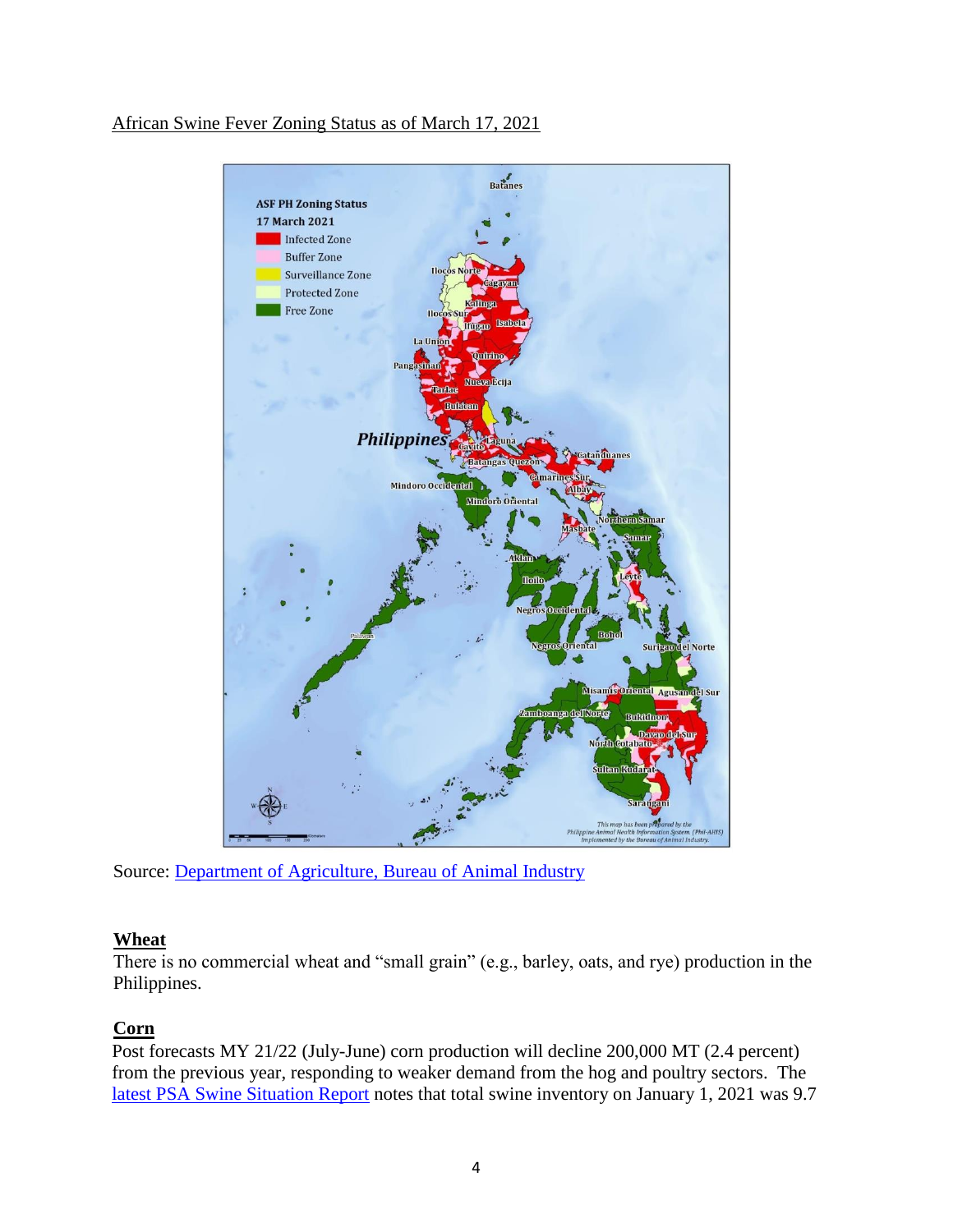African Swine Fever Zoning Status as of March 17, 2021

Source: Department of Agriculture, Bureau of Animal Industry

## Wheat

There is no commercial wheat and "small grain" (e.g., barley, oats, and rye) production in the Philippines.

## Corn

Post forecasts MY 21/22 (July-June) corn production will decline 200,000 MT (2.4 percent) from the previous year, responding to weaker demand from the hog and poultry sectors. The latest PSA Swine Situation Report notes that total swine inventory on January 1, 2021 was 9.7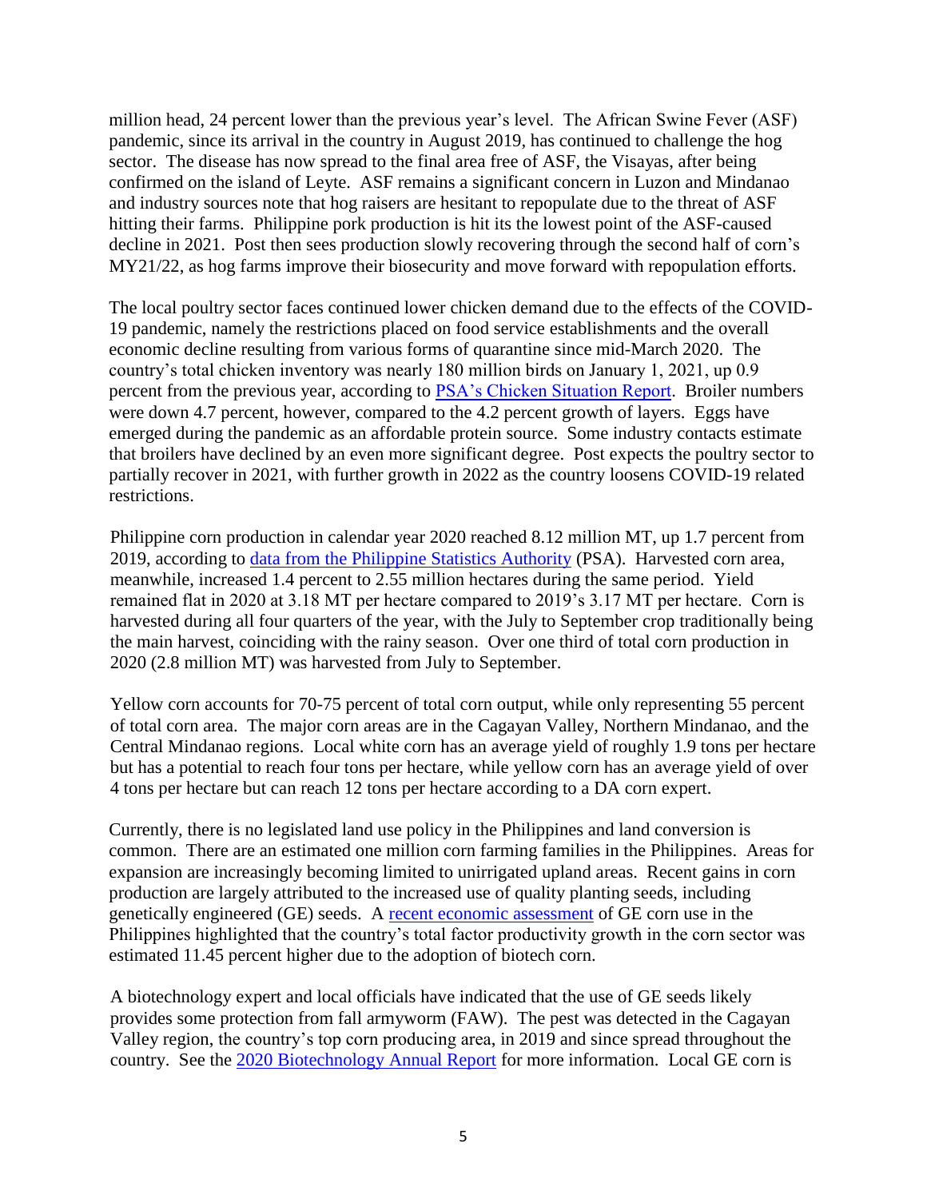million head, 24 percent lower than the previous year's level. The African Swine Fever (ASF) pandemic, since its arrival in the country in August 2019, has continued to challenge the hog sector. The disease has now spread to the final area free of ASF, the Visayas, after being confirmed on the island of Leyte. ASF remains a significant concern in Luzon and Mindanao and industry sources note that hog raisers are hesitant to repopulate due to the threat of ASF hitting their farms. Philippine pork production is hit its the lowest point of the ASF-caused decline in 2021. Post then sees production slowly recovering through the second half of corn's MY21/22, as hog farms improve their biosecurity and move forward with repopulation efforts.

The local poultry sector faces continued lower chicken demand due to the effects of the COVID-19 pandemic, namely the restrictions placed on food service establishments and the overall economic decline resulting from various forms of quarantine since mid-March 2020. The country's total chicken inventory was nearly 180 million birds on January 1, 2021, up 0.9 percent from the previous year, according to PSA's Chicken Situation Report. Broiler numbers were down 4.7 percent, however, compared to the 4.2 percent growth of layers. Eggs have emerged during the pandemic as an affordable protein source. Some industry contacts estimate that broilers have declined by an even more significant degree. Post expects the poultry sector to partially recover in 2021, with further growth in 2022 as the country loosens COVID-19 related restrictions.

Philippine corn production in calendar year 2020 reached 8.12 million MT, up 1.7 percent from 2019, according to data from the Philippine Statistics Authority (PSA). Harvested corn area, meanwhile, increased 1.4 percent to 2.55 million hectares during the same period. Yield remained flat in 2020 at 3.18 MT per hectare compared to 2019's 3.17 MT per hectare. Corn is harvested during all four quarters of the year, with the July to September crop traditionally being the main harvest, coinciding with the rainy season. Over one third of total corn production in 2020 (2.8 million MT) was harvested from July to September.

Yellow corn accounts for 70-75 percent of total corn output, while only representing 55 percent of total corn area. The major corn areas are in the Cagayan Valley, Northern Mindanao, and the Central Mindanao regions. Local white corn has an average yield of roughly 1.9 tons per hectare but has a potential to reach four tons per hectare, while yellow corn has an average yield of over 4 tons per hectare but can reach 12 tons per hectare according to a DA corn expert.

Currently, there is no legislated land use policy in the Philippines and land conversion is common. There are an estimated one million corn farming families in the Philippines. Areas for expansion are increasingly becoming limited to unirrigated upland areas. Recent gains in corn production are largely attributed to the increased use of quality planting seeds, including genetically engineered (GE) seeds. A recent economic assessment of GE corn use in the Philippines highlighted that the country's total factor productivity growth in the corn sector was estimated 11.45 percent higher due to the adoption of biotech corn.

A biotechnology expert and local officials have indicated that the use of GE seeds likely provides some protection from fall armyworm (FAW). The pest was detected in the Cagayan Valley region, the country's top corn producing area, in 2019 and since spread throughout the country. See the 2020 Biotechnology Annual Report for more information. Local GE corn is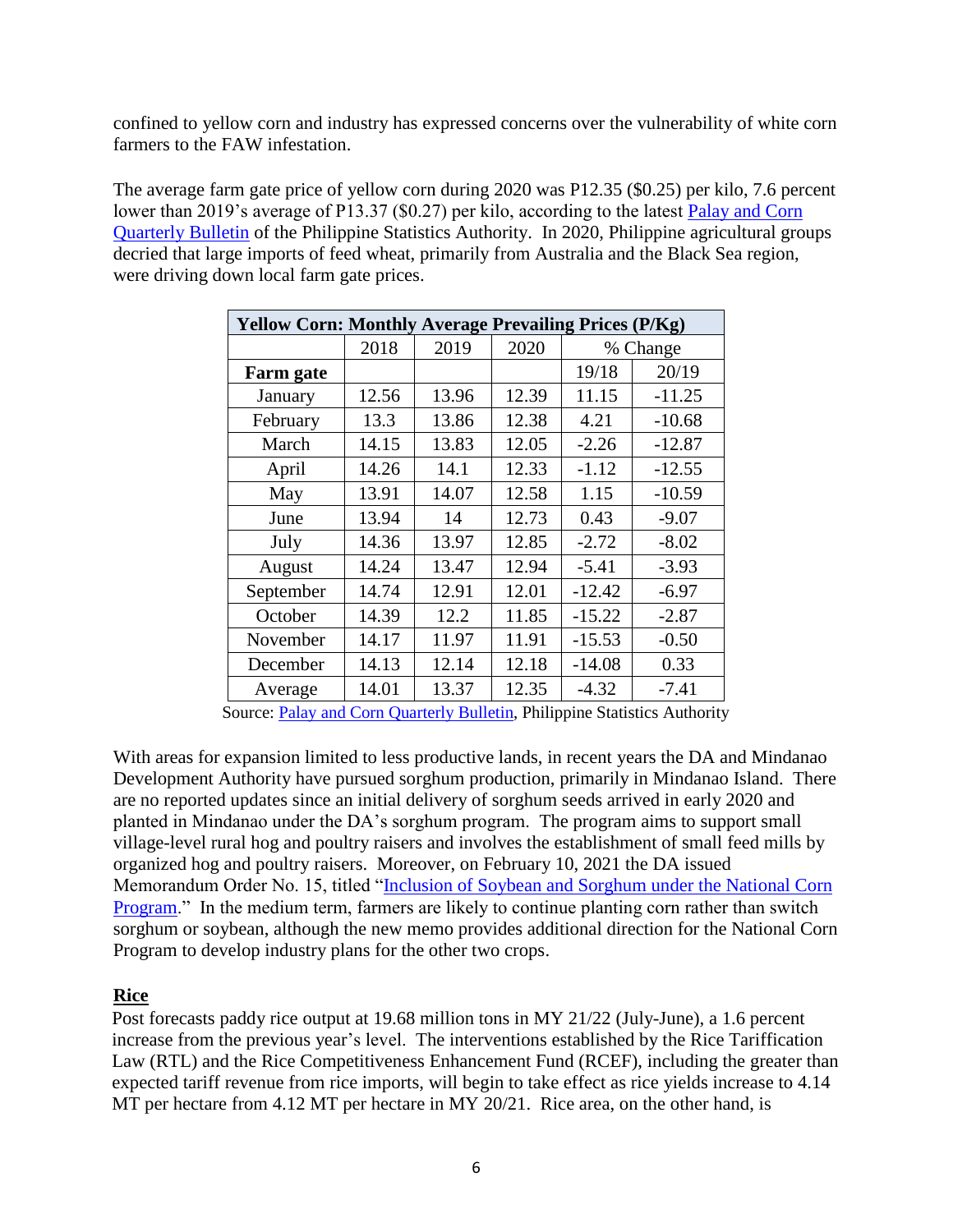confined to yellow corn and industry has expressed concerns over the vulnerability of white corn farmers to the FAW infestation.

The average farm gate price of yellow corn during 2020 was P12.35 ($0.25) per kilo, 7.6 percent lower than 2019's average of P13.37 ($0.27) per kilo, according to the latest Palay and Corn Quarterly Bulletin of the Philippine Statistics Authority. In 2020, Philippine agricultural groups decried that large imports of feed wheat, primarily from Australia and the Black Sea region, were driving down local farm gate prices.

| Yellow Corn: Monthly Average Prevailing Prices (P/Kg) | | | | | |
|---|---|---|---|---|---|
| | 2018 | 2019 | 2020 | % Change | |
| **Farm gate** | | | | 19/18 | 20/19 |
| January | 12.56 | 13.96 | 12.39 | 11.15 | -11.25 |
| February | 13.3 | 13.86 | 12.38 | 4.21 | -10.68 |
| March | 14.15 | 13.83 | 12.05 | -2.26 | -12.87 |
| April | 14.26 | 14.1 | 12.33 | -1.12 | -12.55 |
| May | 13.91 | 14.07 | 12.58 | 1.15 | -10.59 |
| June | 13.94 | 14 | 12.73 | 0.43 | -9.07 |
| July | 14.36 | 13.97 | 12.85 | -2.72 | -8.02 |
| August | 14.24 | 13.47 | 12.94 | -5.41 | -3.93 |
| September | 14.74 | 12.91 | 12.01 | -12.42 | -6.97 |
| October | 14.39 | 12.2 | 11.85 | -15.22 | -2.87 |
| November | 14.17 | 11.97 | 11.91 | -15.53 | -0.50 |
| December | 14.13 | 12.14 | 12.18 | -14.08 | 0.33 |
| Average | 14.01 | 13.37 | 12.35 | -4.32 | -7.41 |

Source: Palay and Corn Quarterly Bulletin, Philippine Statistics Authority

With areas for expansion limited to less productive lands, in recent years the DA and Mindanao Development Authority have pursued sorghum production, primarily in Mindanao Island. There are no reported updates since an initial delivery of sorghum seeds arrived in early 2020 and planted in Mindanao under the DA's sorghum program. The program aims to support small village-level rural hog and poultry raisers and involves the establishment of small feed mills by organized hog and poultry raisers. Moreover, on February 10, 2021 the DA issued Memorandum Order No. 15, titled "Inclusion of Soybean and Sorghum under the National Corn Program." In the medium term, farmers are likely to continue planting corn rather than switch sorghum or soybean, although the new memo provides additional direction for the National Corn Program to develop industry plans for the other two crops.

## Rice

Post forecasts paddy rice output at 19.68 million tons in MY 21/22 (July-June), a 1.6 percent increase from the previous year's level. The interventions established by the Rice Tariffication Law (RTL) and the Rice Competitiveness Enhancement Fund (RCEF), including the greater than expected tariff revenue from rice imports, will begin to take effect as rice yields increase to 4.14 MT per hectare from 4.12 MT per hectare in MY 20/21. Rice area, on the other hand, is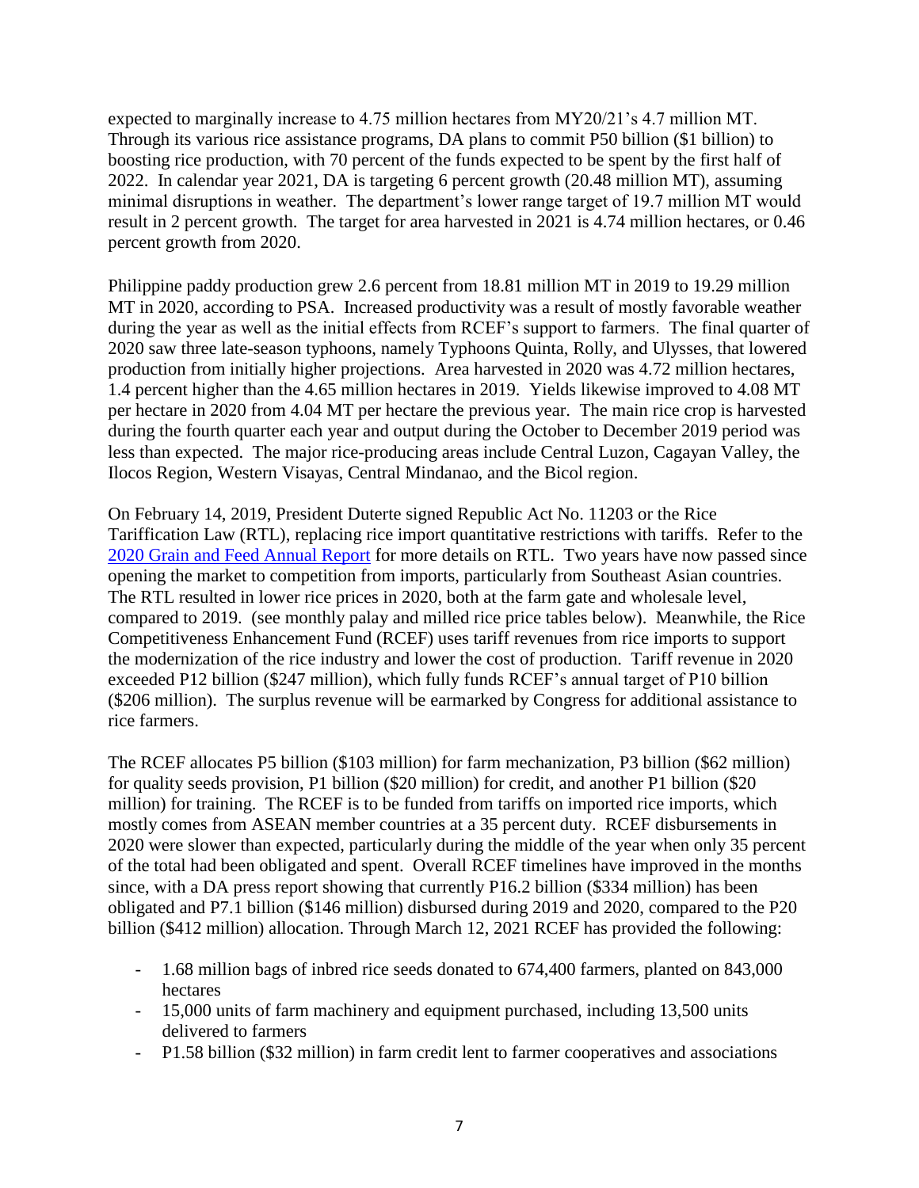expected to marginally increase to 4.75 million hectares from MY20/21's 4.7 million MT. Through its various rice assistance programs, DA plans to commit P50 billion ($1 billion) to boosting rice production, with 70 percent of the funds expected to be spent by the first half of 2022. In calendar year 2021, DA is targeting 6 percent growth (20.48 million MT), assuming minimal disruptions in weather. The department's lower range target of 19.7 million MT would result in 2 percent growth. The target for area harvested in 2021 is 4.74 million hectares, or 0.46 percent growth from 2020.

Philippine paddy production grew 2.6 percent from 18.81 million MT in 2019 to 19.29 million MT in 2020, according to PSA. Increased productivity was a result of mostly favorable weather during the year as well as the initial effects from RCEF's support to farmers. The final quarter of 2020 saw three late-season typhoons, namely Typhoons Quinta, Rolly, and Ulysses, that lowered production from initially higher projections. Area harvested in 2020 was 4.72 million hectares, 1.4 percent higher than the 4.65 million hectares in 2019. Yields likewise improved to 4.08 MT per hectare in 2020 from 4.04 MT per hectare the previous year. The main rice crop is harvested during the fourth quarter each year and output during the October to December 2019 period was less than expected. The major rice-producing areas include Central Luzon, Cagayan Valley, the Ilocos Region, Western Visayas, Central Mindanao, and the Bicol region.

On February 14, 2019, President Duterte signed Republic Act No. 11203 or the Rice Tariffication Law (RTL), replacing rice import quantitative restrictions with tariffs. Refer to the 2020 Grain and Feed Annual Report for more details on RTL. Two years have now passed since opening the market to competition from imports, particularly from Southeast Asian countries. The RTL resulted in lower rice prices in 2020, both at the farm gate and wholesale level, compared to 2019. (see monthly palay and milled rice price tables below). Meanwhile, the Rice Competitiveness Enhancement Fund (RCEF) uses tariff revenues from rice imports to support the modernization of the rice industry and lower the cost of production. Tariff revenue in 2020 exceeded P12 billion ($247 million), which fully funds RCEF's annual target of P10 billion ($206 million). The surplus revenue will be earmarked by Congress for additional assistance to rice farmers.

The RCEF allocates P5 billion ($103 million) for farm mechanization, P3 billion ($62 million) for quality seeds provision, P1 billion ($20 million) for credit, and another P1 billion ($20 million) for training. The RCEF is to be funded from tariffs on imported rice imports, which mostly comes from ASEAN member countries at a 35 percent duty. RCEF disbursements in 2020 were slower than expected, particularly during the middle of the year when only 35 percent of the total had been obligated and spent. Overall RCEF timelines have improved in the months since, with a DA press report showing that currently P16.2 billion ($334 million) has been obligated and P7.1 billion ($146 million) disbursed during 2019 and 2020, compared to the P20 billion ($412 million) allocation. Through March 12, 2021 RCEF has provided the following:

- 1.68 million bags of inbred rice seeds donated to 674,400 farmers, planted on 843,000 hectares
- 15,000 units of farm machinery and equipment purchased, including 13,500 units delivered to farmers
- P1.58 billion ($32 million) in farm credit lent to farmer cooperatives and associations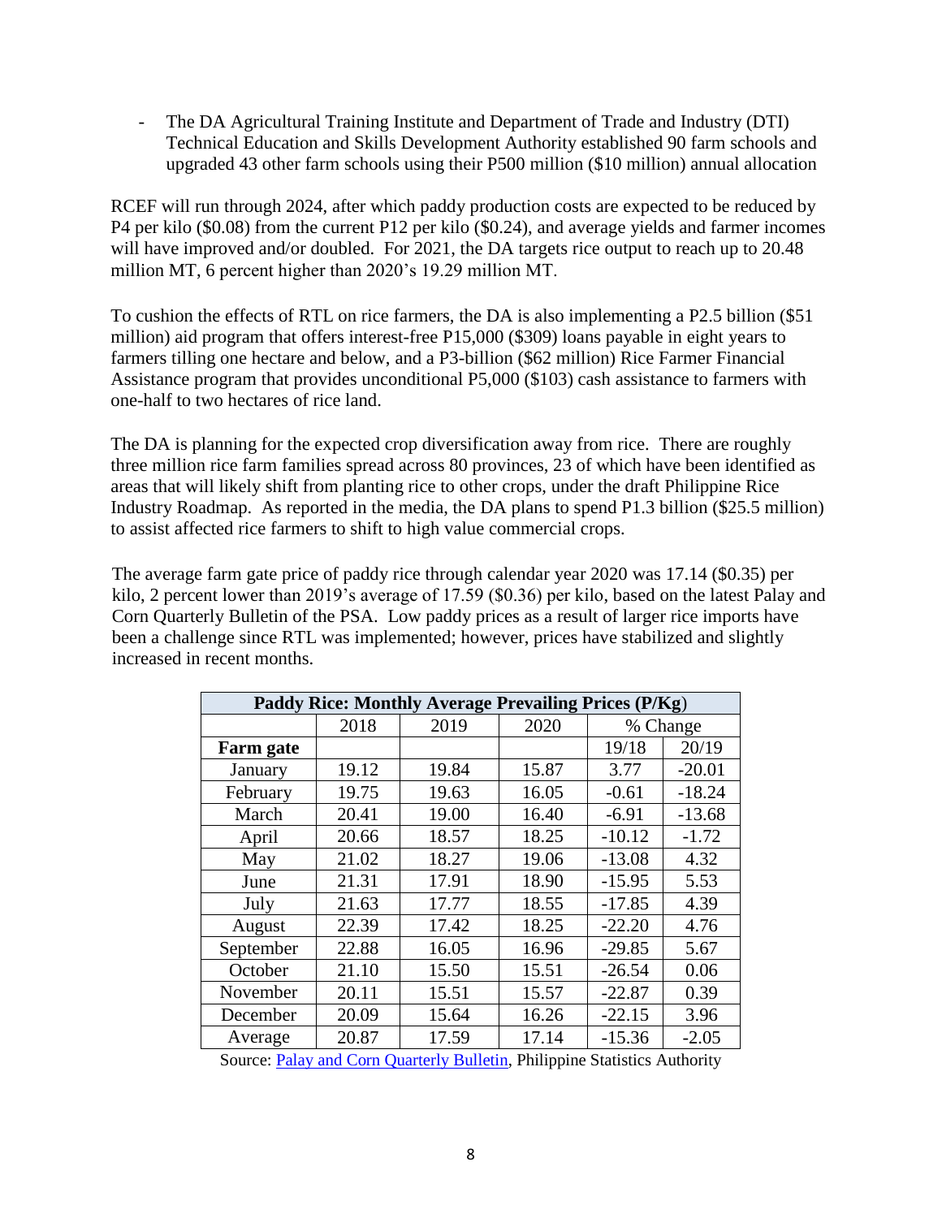- The DA Agricultural Training Institute and Department of Trade and Industry (DTI) Technical Education and Skills Development Authority established 90 farm schools and upgraded 43 other farm schools using their P500 million ($10 million) annual allocation

RCEF will run through 2024, after which paddy production costs are expected to be reduced by P4 per kilo ($0.08) from the current P12 per kilo ($0.24), and average yields and farmer incomes will have improved and/or doubled. For 2021, the DA targets rice output to reach up to 20.48 million MT, 6 percent higher than 2020's 19.29 million MT.

To cushion the effects of RTL on rice farmers, the DA is also implementing a P2.5 billion ($51 million) aid program that offers interest-free P15,000 ($309) loans payable in eight years to farmers tilling one hectare and below, and a P3-billion ($62 million) Rice Farmer Financial Assistance program that provides unconditional P5,000 ($103) cash assistance to farmers with one-half to two hectares of rice land.

The DA is planning for the expected crop diversification away from rice. There are roughly three million rice farm families spread across 80 provinces, 23 of which have been identified as areas that will likely shift from planting rice to other crops, under the draft Philippine Rice Industry Roadmap. As reported in the media, the DA plans to spend P1.3 billion ($25.5 million) to assist affected rice farmers to shift to high value commercial crops.

The average farm gate price of paddy rice through calendar year 2020 was 17.14 ($0.35) per kilo, 2 percent lower than 2019's average of 17.59 ($0.36) per kilo, based on the latest Palay and Corn Quarterly Bulletin of the PSA. Low paddy prices as a result of larger rice imports have been a challenge since RTL was implemented; however, prices have stabilized and slightly increased in recent months.

| **Paddy Rice: Monthly Average Prevailing Prices (P/Kg)** | | | | | |
|---|---|---|---|---|---|
| | 2018 | 2019 | 2020 | % Change | |
| **Farm gate** | | | | 19/18 | 20/19 |
| January | 19.12 | 19.84 | 15.87 | 3.77 | -20.01 |
| February | 19.75 | 19.63 | 16.05 | -0.61 | -18.24 |
| March | 20.41 | 19.00 | 16.40 | -6.91 | -13.68 |
| April | 20.66 | 18.57 | 18.25 | -10.12 | -1.72 |
| May | 21.02 | 18.27 | 19.06 | -13.08 | 4.32 |
| June | 21.31 | 17.91 | 18.90 | -15.95 | 5.53 |
| July | 21.63 | 17.77 | 18.55 | -17.85 | 4.39 |
| August | 22.39 | 17.42 | 18.25 | -22.20 | 4.76 |
| September | 22.88 | 16.05 | 16.96 | -29.85 | 5.67 |
| October | 21.10 | 15.50 | 15.51 | -26.54 | 0.06 |
| November | 20.11 | 15.51 | 15.57 | -22.87 | 0.39 |
| December | 20.09 | 15.64 | 16.26 | -22.15 | 3.96 |
| Average | 20.87 | 17.59 | 17.14 | -15.36 | -2.05 |

Source: Palay and Corn Quarterly Bulletin, Philippine Statistics Authority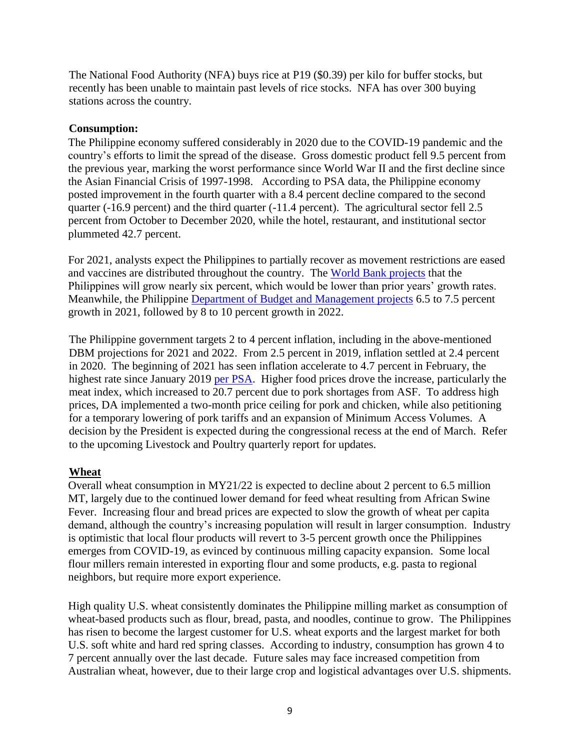The National Food Authority (NFA) buys rice at P19 ($0.39) per kilo for buffer stocks, but recently has been unable to maintain past levels of rice stocks. NFA has over 300 buying stations across the country.

**Consumption:**

The Philippine economy suffered considerably in 2020 due to the COVID-19 pandemic and the country's efforts to limit the spread of the disease. Gross domestic product fell 9.5 percent from the previous year, marking the worst performance since World War II and the first decline since the Asian Financial Crisis of 1997-1998. According to PSA data, the Philippine economy posted improvement in the fourth quarter with a 8.4 percent decline compared to the second quarter (-16.9 percent) and the third quarter (-11.4 percent). The agricultural sector fell 2.5 percent from October to December 2020, while the hotel, restaurant, and institutional sector plummeted 42.7 percent.

For 2021, analysts expect the Philippines to partially recover as movement restrictions are eased and vaccines are distributed throughout the country. The World Bank projects that the Philippines will grow nearly six percent, which would be lower than prior years' growth rates. Meanwhile, the Philippine Department of Budget and Management projects 6.5 to 7.5 percent growth in 2021, followed by 8 to 10 percent growth in 2022.

The Philippine government targets 2 to 4 percent inflation, including in the above-mentioned DBM projections for 2021 and 2022. From 2.5 percent in 2019, inflation settled at 2.4 percent in 2020. The beginning of 2021 has seen inflation accelerate to 4.7 percent in February, the highest rate since January 2019 per PSA. Higher food prices drove the increase, particularly the meat index, which increased to 20.7 percent due to pork shortages from ASF. To address high prices, DA implemented a two-month price ceiling for pork and chicken, while also petitioning for a temporary lowering of pork tariffs and an expansion of Minimum Access Volumes. A decision by the President is expected during the congressional recess at the end of March. Refer to the upcoming Livestock and Poultry quarterly report for updates.

**Wheat**

Overall wheat consumption in MY21/22 is expected to decline about 2 percent to 6.5 million MT, largely due to the continued lower demand for feed wheat resulting from African Swine Fever. Increasing flour and bread prices are expected to slow the growth of wheat per capita demand, although the country's increasing population will result in larger consumption. Industry is optimistic that local flour products will revert to 3-5 percent growth once the Philippines emerges from COVID-19, as evinced by continuous milling capacity expansion. Some local flour millers remain interested in exporting flour and some products, e.g. pasta to regional neighbors, but require more export experience.

High quality U.S. wheat consistently dominates the Philippine milling market as consumption of wheat-based products such as flour, bread, pasta, and noodles, continue to grow. The Philippines has risen to become the largest customer for U.S. wheat exports and the largest market for both U.S. soft white and hard red spring classes. According to industry, consumption has grown 4 to 7 percent annually over the last decade. Future sales may face increased competition from Australian wheat, however, due to their large crop and logistical advantages over U.S. shipments.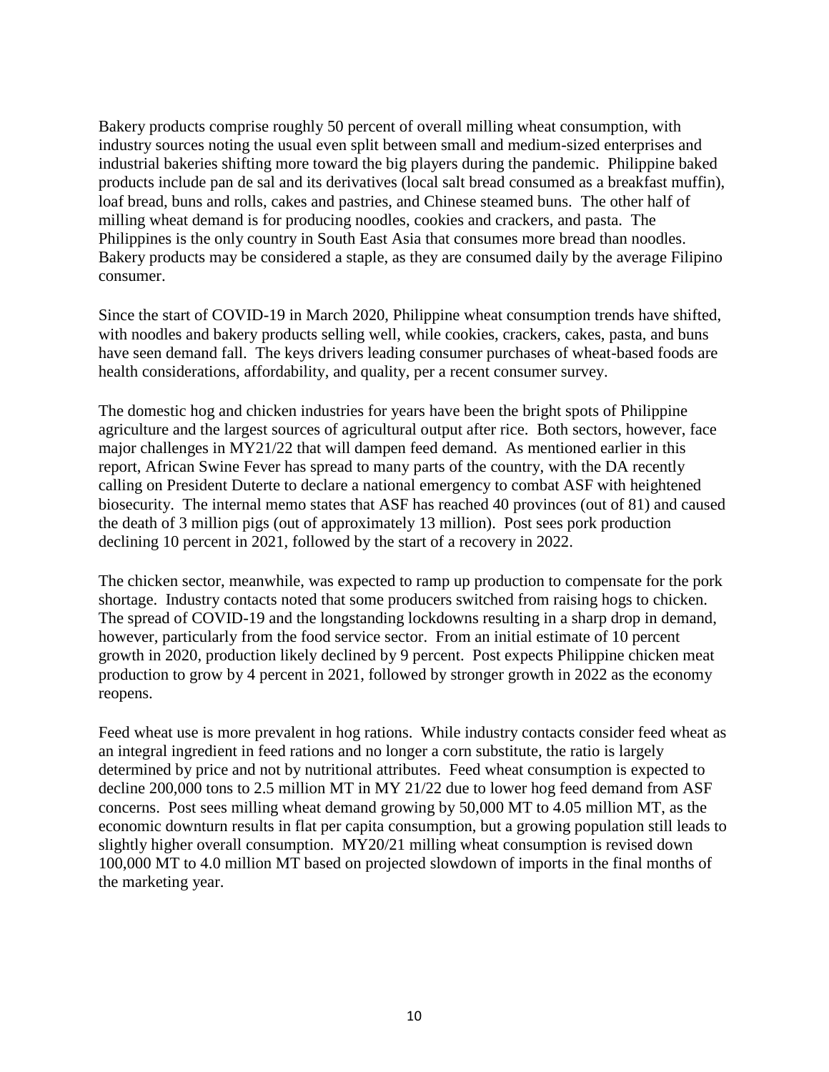Bakery products comprise roughly 50 percent of overall milling wheat consumption, with industry sources noting the usual even split between small and medium-sized enterprises and industrial bakeries shifting more toward the big players during the pandemic. Philippine baked products include pan de sal and its derivatives (local salt bread consumed as a breakfast muffin), loaf bread, buns and rolls, cakes and pastries, and Chinese steamed buns. The other half of milling wheat demand is for producing noodles, cookies and crackers, and pasta. The Philippines is the only country in South East Asia that consumes more bread than noodles. Bakery products may be considered a staple, as they are consumed daily by the average Filipino consumer.

Since the start of COVID-19 in March 2020, Philippine wheat consumption trends have shifted, with noodles and bakery products selling well, while cookies, crackers, cakes, pasta, and buns have seen demand fall. The keys drivers leading consumer purchases of wheat-based foods are health considerations, affordability, and quality, per a recent consumer survey.

The domestic hog and chicken industries for years have been the bright spots of Philippine agriculture and the largest sources of agricultural output after rice. Both sectors, however, face major challenges in MY21/22 that will dampen feed demand. As mentioned earlier in this report, African Swine Fever has spread to many parts of the country, with the DA recently calling on President Duterte to declare a national emergency to combat ASF with heightened biosecurity. The internal memo states that ASF has reached 40 provinces (out of 81) and caused the death of 3 million pigs (out of approximately 13 million). Post sees pork production declining 10 percent in 2021, followed by the start of a recovery in 2022.

The chicken sector, meanwhile, was expected to ramp up production to compensate for the pork shortage. Industry contacts noted that some producers switched from raising hogs to chicken. The spread of COVID-19 and the longstanding lockdowns resulting in a sharp drop in demand, however, particularly from the food service sector. From an initial estimate of 10 percent growth in 2020, production likely declined by 9 percent. Post expects Philippine chicken meat production to grow by 4 percent in 2021, followed by stronger growth in 2022 as the economy reopens.

Feed wheat use is more prevalent in hog rations. While industry contacts consider feed wheat as an integral ingredient in feed rations and no longer a corn substitute, the ratio is largely determined by price and not by nutritional attributes. Feed wheat consumption is expected to decline 200,000 tons to 2.5 million MT in MY 21/22 due to lower hog feed demand from ASF concerns. Post sees milling wheat demand growing by 50,000 MT to 4.05 million MT, as the economic downturn results in flat per capita consumption, but a growing population still leads to slightly higher overall consumption. MY20/21 milling wheat consumption is revised down 100,000 MT to 4.0 million MT based on projected slowdown of imports in the final months of the marketing year.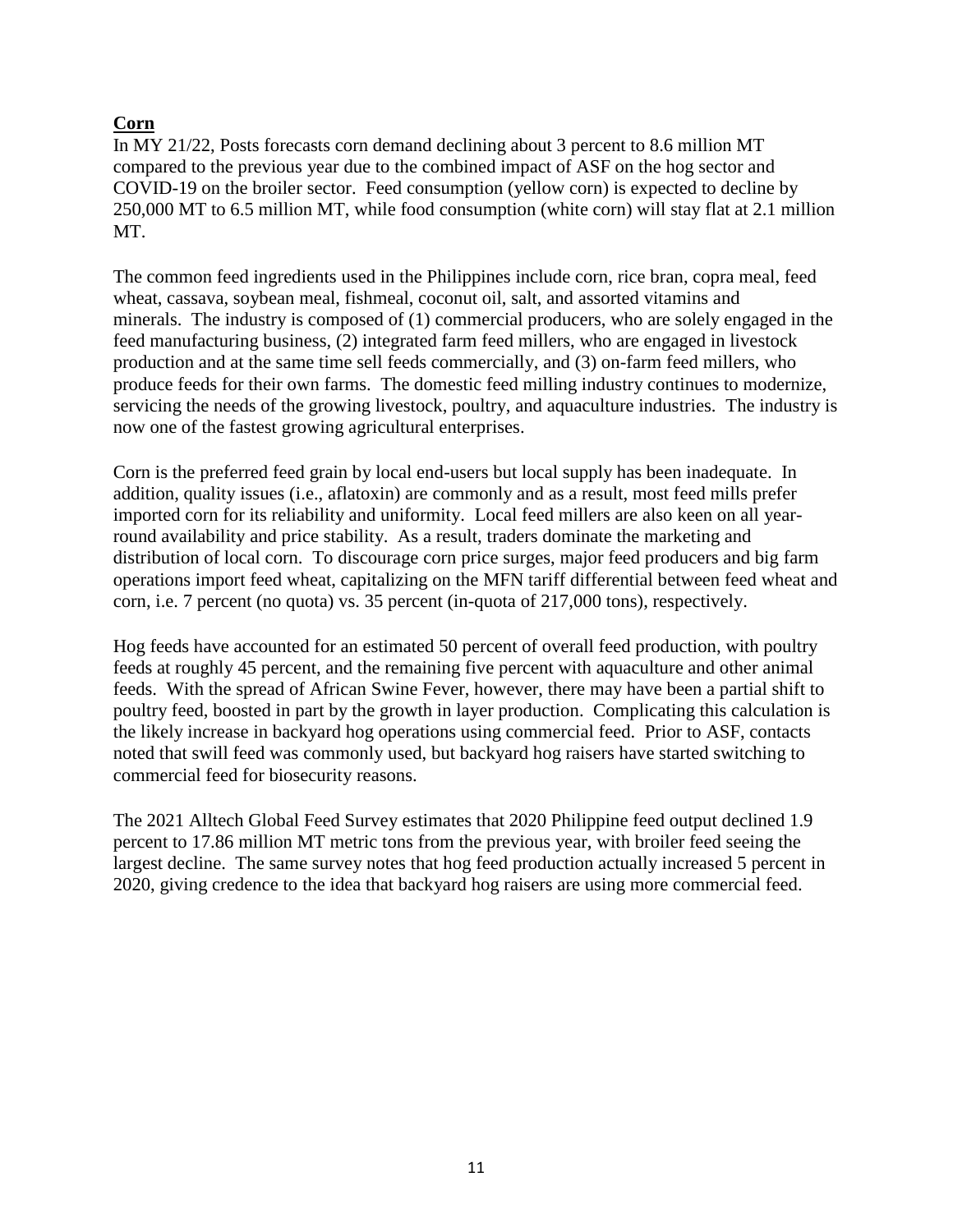## **Corn**

In MY 21/22, Posts forecasts corn demand declining about 3 percent to 8.6 million MT compared to the previous year due to the combined impact of ASF on the hog sector and COVID-19 on the broiler sector. Feed consumption (yellow corn) is expected to decline by 250,000 MT to 6.5 million MT, while food consumption (white corn) will stay flat at 2.1 million MT.

The common feed ingredients used in the Philippines include corn, rice bran, copra meal, feed wheat, cassava, soybean meal, fishmeal, coconut oil, salt, and assorted vitamins and minerals. The industry is composed of (1) commercial producers, who are solely engaged in the feed manufacturing business, (2) integrated farm feed millers, who are engaged in livestock production and at the same time sell feeds commercially, and (3) on-farm feed millers, who produce feeds for their own farms. The domestic feed milling industry continues to modernize, servicing the needs of the growing livestock, poultry, and aquaculture industries. The industry is now one of the fastest growing agricultural enterprises.

Corn is the preferred feed grain by local end-users but local supply has been inadequate. In addition, quality issues (i.e., aflatoxin) are commonly and as a result, most feed mills prefer imported corn for its reliability and uniformity. Local feed millers are also keen on all year-round availability and price stability. As a result, traders dominate the marketing and distribution of local corn. To discourage corn price surges, major feed producers and big farm operations import feed wheat, capitalizing on the MFN tariff differential between feed wheat and corn, i.e. 7 percent (no quota) vs. 35 percent (in-quota of 217,000 tons), respectively.

Hog feeds have accounted for an estimated 50 percent of overall feed production, with poultry feeds at roughly 45 percent, and the remaining five percent with aquaculture and other animal feeds. With the spread of African Swine Fever, however, there may have been a partial shift to poultry feed, boosted in part by the growth in layer production. Complicating this calculation is the likely increase in backyard hog operations using commercial feed. Prior to ASF, contacts noted that swill feed was commonly used, but backyard hog raisers have started switching to commercial feed for biosecurity reasons.

The 2021 Alltech Global Feed Survey estimates that 2020 Philippine feed output declined 1.9 percent to 17.86 million MT metric tons from the previous year, with broiler feed seeing the largest decline. The same survey notes that hog feed production actually increased 5 percent in 2020, giving credence to the idea that backyard hog raisers are using more commercial feed.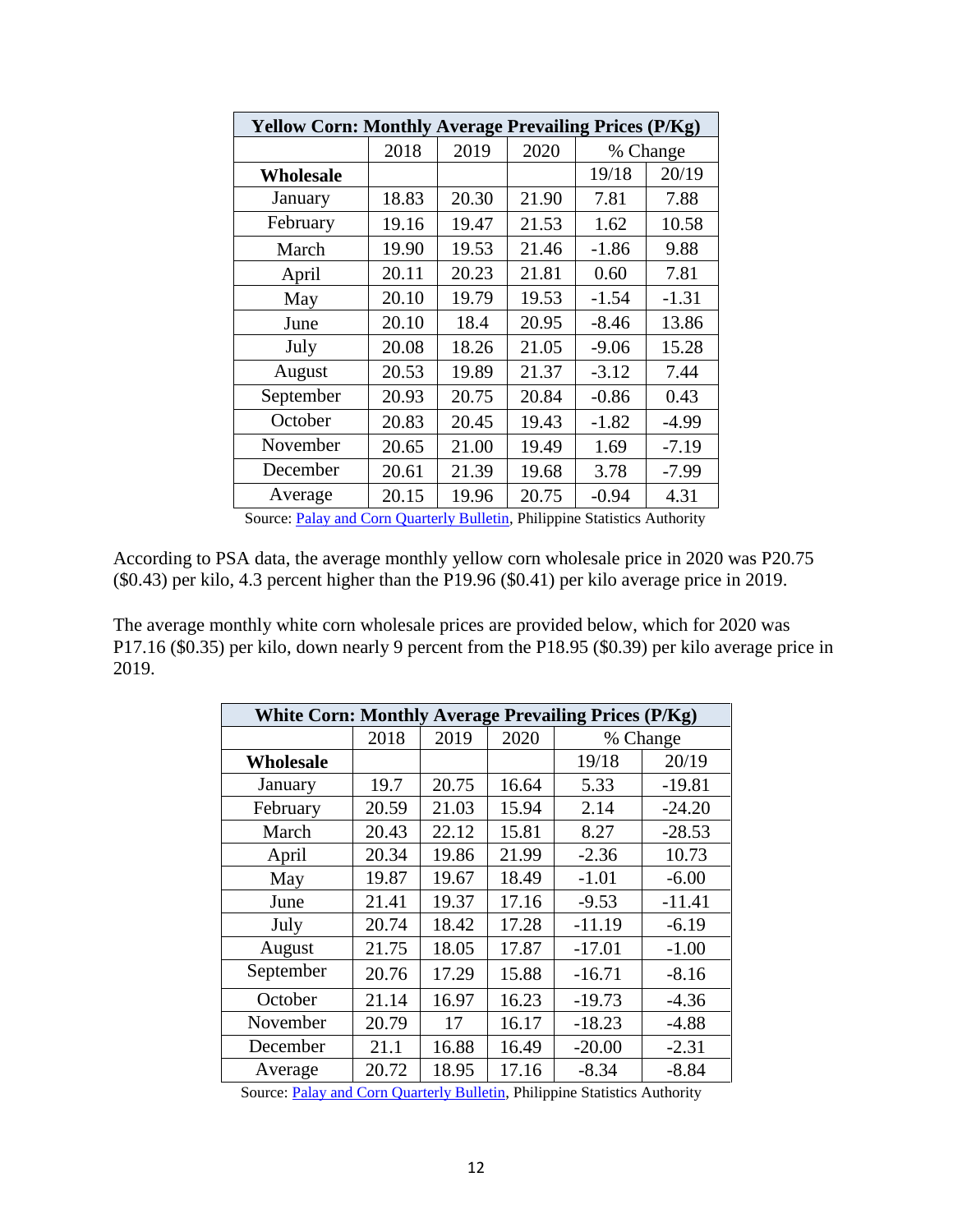| Yellow Corn: Monthly Average Prevailing Prices (P/Kg) | | | | | |
|---|---|---|---|---|---|
| | 2018 | 2019 | 2020 | % Change | |
| **Wholesale** | | | | 19/18 | 20/19 |
| January | 18.83 | 20.30 | 21.90 | 7.81 | 7.88 |
| February | 19.16 | 19.47 | 21.53 | 1.62 | 10.58 |
| March | 19.90 | 19.53 | 21.46 | -1.86 | 9.88 |
| April | 20.11 | 20.23 | 21.81 | 0.60 | 7.81 |
| May | 20.10 | 19.79 | 19.53 | -1.54 | -1.31 |
| June | 20.10 | 18.4 | 20.95 | -8.46 | 13.86 |
| July | 20.08 | 18.26 | 21.05 | -9.06 | 15.28 |
| August | 20.53 | 19.89 | 21.37 | -3.12 | 7.44 |
| September | 20.93 | 20.75 | 20.84 | -0.86 | 0.43 |
| October | 20.83 | 20.45 | 19.43 | -1.82 | -4.99 |
| November | 20.65 | 21.00 | 19.49 | 1.69 | -7.19 |
| December | 20.61 | 21.39 | 19.68 | 3.78 | -7.99 |
| Average | 20.15 | 19.96 | 20.75 | -0.94 | 4.31 |

Source: Palay and Corn Quarterly Bulletin, Philippine Statistics Authority

According to PSA data, the average monthly yellow corn wholesale price in 2020 was P20.75 ($0.43) per kilo, 4.3 percent higher than the P19.96 ($0.41) per kilo average price in 2019.

The average monthly white corn wholesale prices are provided below, which for 2020 was P17.16 ($0.35) per kilo, down nearly 9 percent from the P18.95 ($0.39) per kilo average price in 2019.

| White Corn: Monthly Average Prevailing Prices (P/Kg) | | | | | |
|---|---|---|---|---|---|
| | 2018 | 2019 | 2020 | % Change | |
| **Wholesale** | | | | 19/18 | 20/19 |
| January | 19.7 | 20.75 | 16.64 | 5.33 | -19.81 |
| February | 20.59 | 21.03 | 15.94 | 2.14 | -24.20 |
| March | 20.43 | 22.12 | 15.81 | 8.27 | -28.53 |
| April | 20.34 | 19.86 | 21.99 | -2.36 | 10.73 |
| May | 19.87 | 19.67 | 18.49 | -1.01 | -6.00 |
| June | 21.41 | 19.37 | 17.16 | -9.53 | -11.41 |
| July | 20.74 | 18.42 | 17.28 | -11.19 | -6.19 |
| August | 21.75 | 18.05 | 17.87 | -17.01 | -1.00 |
| September | 20.76 | 17.29 | 15.88 | -16.71 | -8.16 |
| October | 21.14 | 16.97 | 16.23 | -19.73 | -4.36 |
| November | 20.79 | 17 | 16.17 | -18.23 | -4.88 |
| December | 21.1 | 16.88 | 16.49 | -20.00 | -2.31 |
| Average | 20.72 | 18.95 | 17.16 | -8.34 | -8.84 |

Source: Palay and Corn Quarterly Bulletin, Philippine Statistics Authority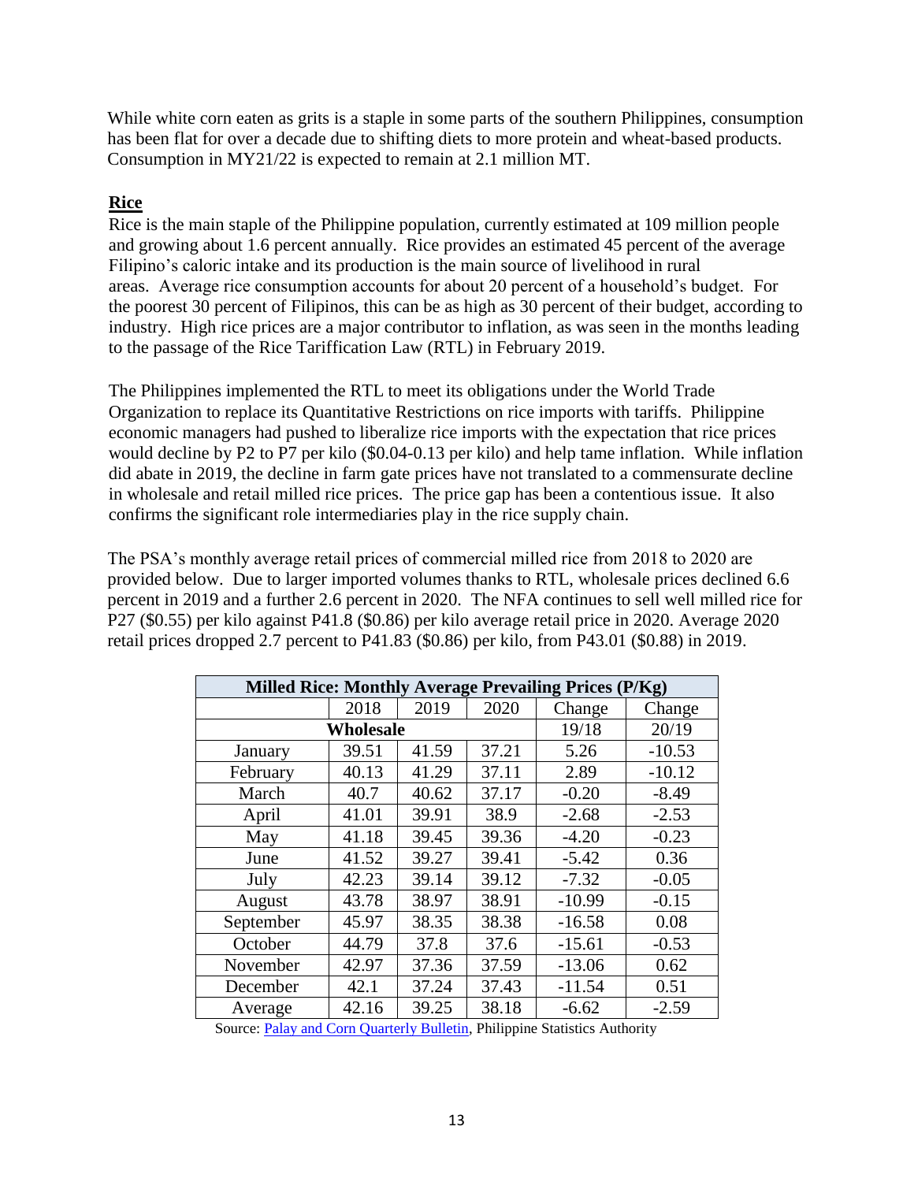While white corn eaten as grits is a staple in some parts of the southern Philippines, consumption has been flat for over a decade due to shifting diets to more protein and wheat-based products. Consumption in MY21/22 is expected to remain at 2.1 million MT.

## Rice

Rice is the main staple of the Philippine population, currently estimated at 109 million people and growing about 1.6 percent annually. Rice provides an estimated 45 percent of the average Filipino's caloric intake and its production is the main source of livelihood in rural areas. Average rice consumption accounts for about 20 percent of a household's budget. For the poorest 30 percent of Filipinos, this can be as high as 30 percent of their budget, according to industry. High rice prices are a major contributor to inflation, as was seen in the months leading to the passage of the Rice Tariffication Law (RTL) in February 2019.

The Philippines implemented the RTL to meet its obligations under the World Trade Organization to replace its Quantitative Restrictions on rice imports with tariffs. Philippine economic managers had pushed to liberalize rice imports with the expectation that rice prices would decline by P2 to P7 per kilo ($0.04-0.13 per kilo) and help tame inflation. While inflation did abate in 2019, the decline in farm gate prices have not translated to a commensurate decline in wholesale and retail milled rice prices. The price gap has been a contentious issue. It also confirms the significant role intermediaries play in the rice supply chain.

The PSA's monthly average retail prices of commercial milled rice from 2018 to 2020 are provided below. Due to larger imported volumes thanks to RTL, wholesale prices declined 6.6 percent in 2019 and a further 2.6 percent in 2020. The NFA continues to sell well milled rice for P27 ($0.55) per kilo against P41.8 ($0.86) per kilo average retail price in 2020. Average 2020 retail prices dropped 2.7 percent to P41.83 ($0.86) per kilo, from P43.01 ($0.88) in 2019.

| Milled Rice: Monthly Average Prevailing Prices (P/Kg) | | | | | |
|---|---|---|---|---|---|
| | 2018 | 2019 | 2020 | Change | Change |
| | **Wholesale** | | | 19/18 | 20/19 |
| January | 39.51 | 41.59 | 37.21 | 5.26 | -10.53 |
| February | 40.13 | 41.29 | 37.11 | 2.89 | -10.12 |
| March | 40.7 | 40.62 | 37.17 | -0.20 | -8.49 |
| April | 41.01 | 39.91 | 38.9 | -2.68 | -2.53 |
| May | 41.18 | 39.45 | 39.36 | -4.20 | -0.23 |
| June | 41.52 | 39.27 | 39.41 | -5.42 | 0.36 |
| July | 42.23 | 39.14 | 39.12 | -7.32 | -0.05 |
| August | 43.78 | 38.97 | 38.91 | -10.99 | -0.15 |
| September | 45.97 | 38.35 | 38.38 | -16.58 | 0.08 |
| October | 44.79 | 37.8 | 37.6 | -15.61 | -0.53 |
| November | 42.97 | 37.36 | 37.59 | -13.06 | 0.62 |
| December | 42.1 | 37.24 | 37.43 | -11.54 | 0.51 |
| Average | 42.16 | 39.25 | 38.18 | -6.62 | -2.59 |

Source: Palay and Corn Quarterly Bulletin, Philippine Statistics Authority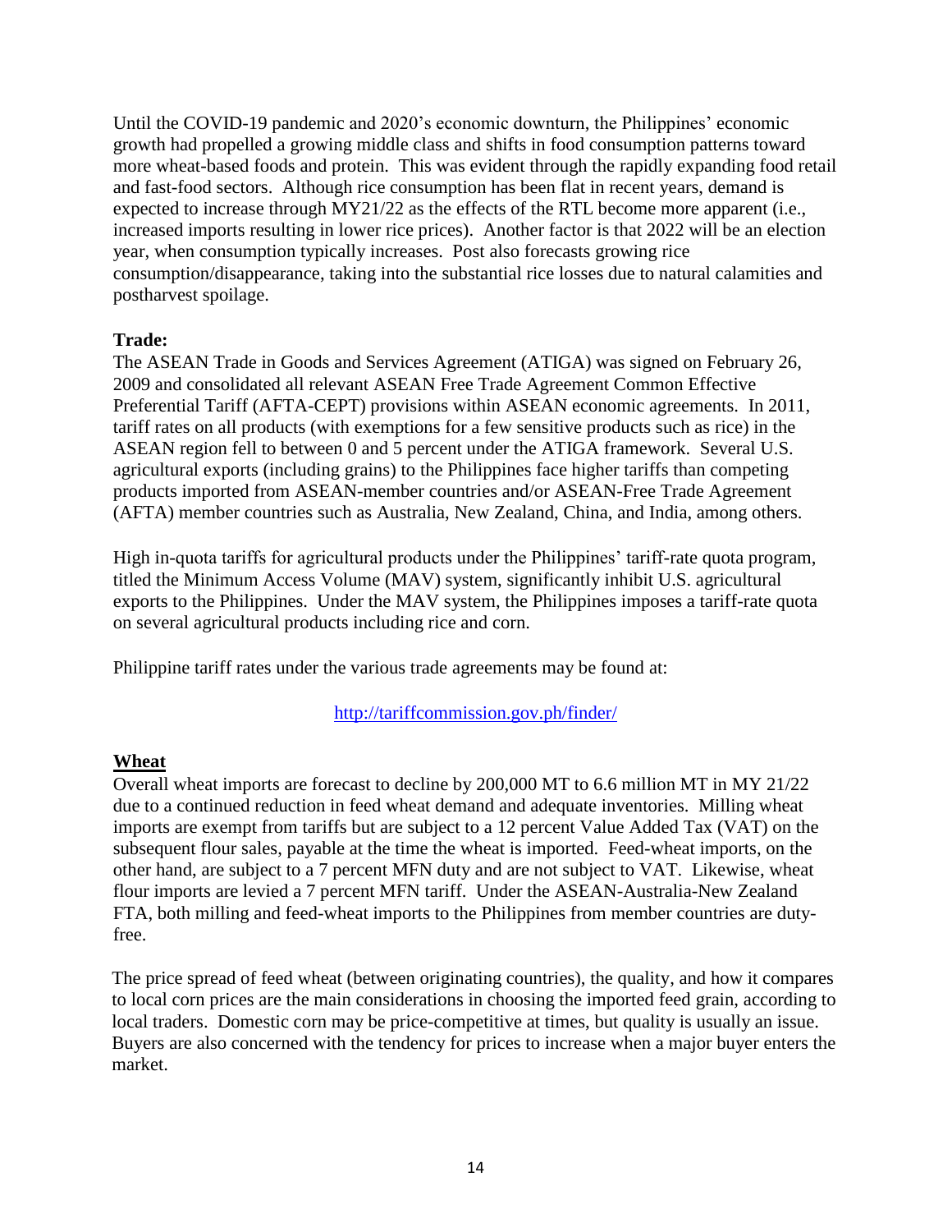Until the COVID-19 pandemic and 2020's economic downturn, the Philippines' economic growth had propelled a growing middle class and shifts in food consumption patterns toward more wheat-based foods and protein. This was evident through the rapidly expanding food retail and fast-food sectors. Although rice consumption has been flat in recent years, demand is expected to increase through MY21/22 as the effects of the RTL become more apparent (i.e., increased imports resulting in lower rice prices). Another factor is that 2022 will be an election year, when consumption typically increases. Post also forecasts growing rice consumption/disappearance, taking into the substantial rice losses due to natural calamities and postharvest spoilage.

**Trade:**

The ASEAN Trade in Goods and Services Agreement (ATIGA) was signed on February 26, 2009 and consolidated all relevant ASEAN Free Trade Agreement Common Effective Preferential Tariff (AFTA-CEPT) provisions within ASEAN economic agreements. In 2011, tariff rates on all products (with exemptions for a few sensitive products such as rice) in the ASEAN region fell to between 0 and 5 percent under the ATIGA framework. Several U.S. agricultural exports (including grains) to the Philippines face higher tariffs than competing products imported from ASEAN-member countries and/or ASEAN-Free Trade Agreement (AFTA) member countries such as Australia, New Zealand, China, and India, among others.

High in-quota tariffs for agricultural products under the Philippines' tariff-rate quota program, titled the Minimum Access Volume (MAV) system, significantly inhibit U.S. agricultural exports to the Philippines. Under the MAV system, the Philippines imposes a tariff-rate quota on several agricultural products including rice and corn.

Philippine tariff rates under the various trade agreements may be found at:

http://tariffcommission.gov.ph/finder/

## Wheat

Overall wheat imports are forecast to decline by 200,000 MT to 6.6 million MT in MY 21/22 due to a continued reduction in feed wheat demand and adequate inventories. Milling wheat imports are exempt from tariffs but are subject to a 12 percent Value Added Tax (VAT) on the subsequent flour sales, payable at the time the wheat is imported. Feed-wheat imports, on the other hand, are subject to a 7 percent MFN duty and are not subject to VAT. Likewise, wheat flour imports are levied a 7 percent MFN tariff. Under the ASEAN-Australia-New Zealand FTA, both milling and feed-wheat imports to the Philippines from member countries are duty-free.

The price spread of feed wheat (between originating countries), the quality, and how it compares to local corn prices are the main considerations in choosing the imported feed grain, according to local traders. Domestic corn may be price-competitive at times, but quality is usually an issue. Buyers are also concerned with the tendency for prices to increase when a major buyer enters the market.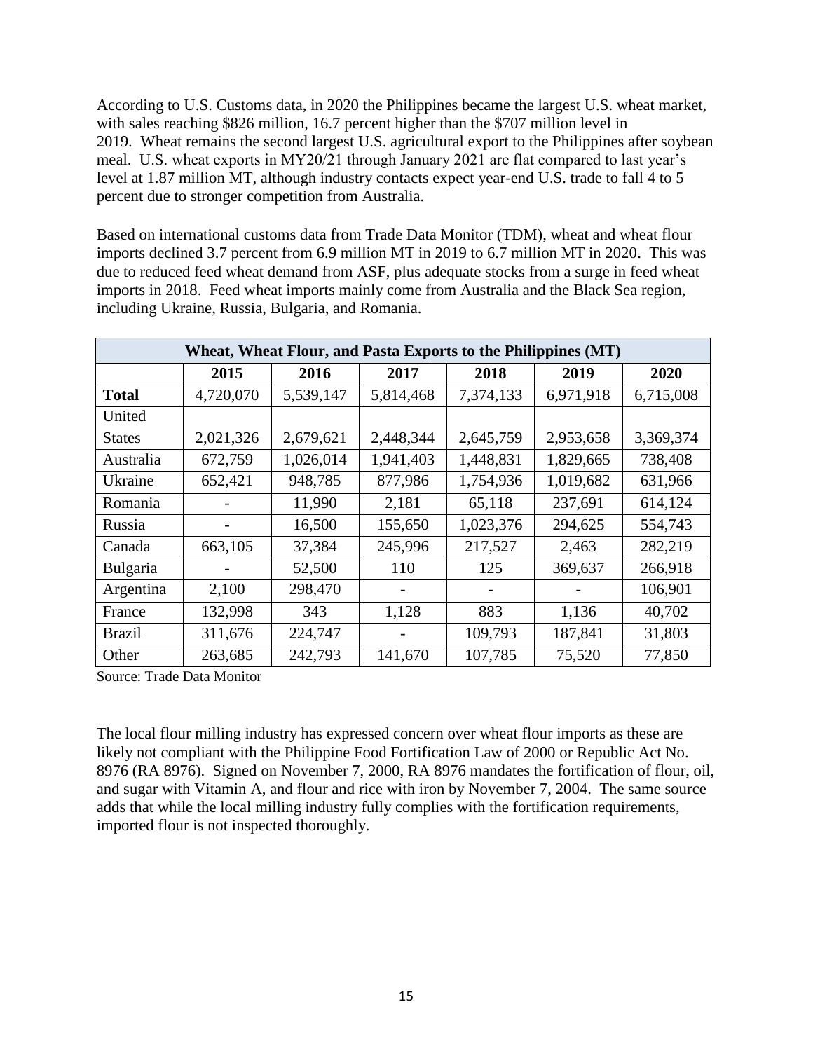According to U.S. Customs data, in 2020 the Philippines became the largest U.S. wheat market, with sales reaching $826 million, 16.7 percent higher than the $707 million level in 2019. Wheat remains the second largest U.S. agricultural export to the Philippines after soybean meal. U.S. wheat exports in MY20/21 through January 2021 are flat compared to last year's level at 1.87 million MT, although industry contacts expect year-end U.S. trade to fall 4 to 5 percent due to stronger competition from Australia.

Based on international customs data from Trade Data Monitor (TDM), wheat and wheat flour imports declined 3.7 percent from 6.9 million MT in 2019 to 6.7 million MT in 2020. This was due to reduced feed wheat demand from ASF, plus adequate stocks from a surge in feed wheat imports in 2018. Feed wheat imports mainly come from Australia and the Black Sea region, including Ukraine, Russia, Bulgaria, and Romania.

| Wheat, Wheat Flour, and Pasta Exports to the Philippines (MT) | | | | | | |
|---|---|---|---|---|---|---|
| | **2015** | **2016** | **2017** | **2018** | **2019** | **2020** |
| **Total** | 4,720,070 | 5,539,147 | 5,814,468 | 7,374,133 | 6,971,918 | 6,715,008 |
| United States | 2,021,326 | 2,679,621 | 2,448,344 | 2,645,759 | 2,953,658 | 3,369,374 |
| Australia | 672,759 | 1,026,014 | 1,941,403 | 1,448,831 | 1,829,665 | 738,408 |
| Ukraine | 652,421 | 948,785 | 877,986 | 1,754,936 | 1,019,682 | 631,966 |
| Romania | - | 11,990 | 2,181 | 65,118 | 237,691 | 614,124 |
| Russia | - | 16,500 | 155,650 | 1,023,376 | 294,625 | 554,743 |
| Canada | 663,105 | 37,384 | 245,996 | 217,527 | 2,463 | 282,219 |
| Bulgaria | - | 52,500 | 110 | 125 | 369,637 | 266,918 |
| Argentina | 2,100 | 298,470 | - | - | - | 106,901 |
| France | 132,998 | 343 | 1,128 | 883 | 1,136 | 40,702 |
| Brazil | 311,676 | 224,747 | - | 109,793 | 187,841 | 31,803 |
| Other | 263,685 | 242,793 | 141,670 | 107,785 | 75,520 | 77,850 |

Source: Trade Data Monitor

The local flour milling industry has expressed concern over wheat flour imports as these are likely not compliant with the Philippine Food Fortification Law of 2000 or Republic Act No. 8976 (RA 8976). Signed on November 7, 2000, RA 8976 mandates the fortification of flour, oil, and sugar with Vitamin A, and flour and rice with iron by November 7, 2004. The same source adds that while the local milling industry fully complies with the fortification requirements, imported flour is not inspected thoroughly.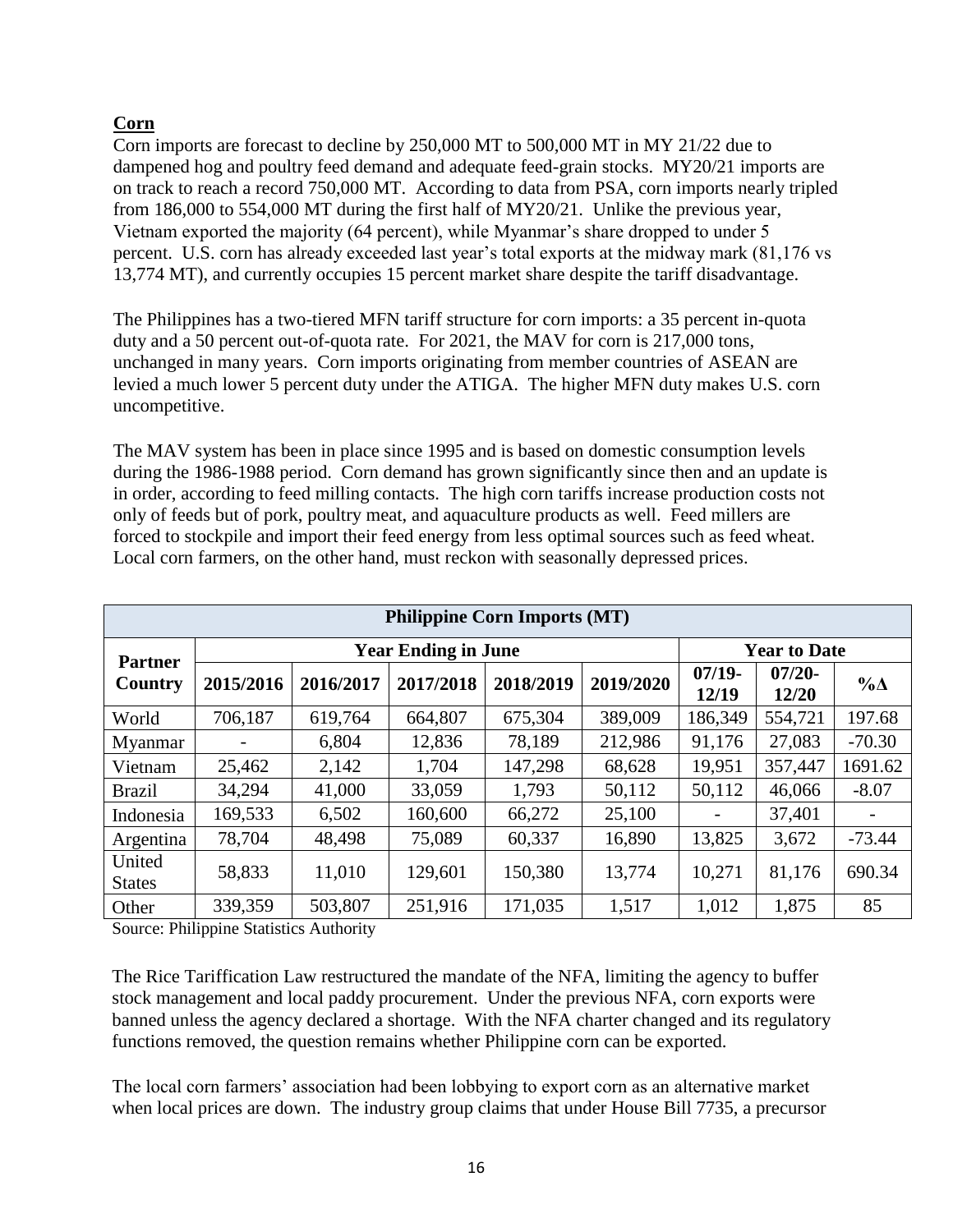**Corn**

Corn imports are forecast to decline by 250,000 MT to 500,000 MT in MY 21/22 due to dampened hog and poultry feed demand and adequate feed-grain stocks. MY20/21 imports are on track to reach a record 750,000 MT. According to data from PSA, corn imports nearly tripled from 186,000 to 554,000 MT during the first half of MY20/21. Unlike the previous year, Vietnam exported the majority (64 percent), while Myanmar's share dropped to under 5 percent. U.S. corn has already exceeded last year's total exports at the midway mark (81,176 vs 13,774 MT), and currently occupies 15 percent market share despite the tariff disadvantage.

The Philippines has a two-tiered MFN tariff structure for corn imports: a 35 percent in-quota duty and a 50 percent out-of-quota rate. For 2021, the MAV for corn is 217,000 tons, unchanged in many years. Corn imports originating from member countries of ASEAN are levied a much lower 5 percent duty under the ATIGA. The higher MFN duty makes U.S. corn uncompetitive.

The MAV system has been in place since 1995 and is based on domestic consumption levels during the 1986-1988 period. Corn demand has grown significantly since then and an update is in order, according to feed milling contacts. The high corn tariffs increase production costs not only of feeds but of pork, poultry meat, and aquaculture products as well. Feed millers are forced to stockpile and import their feed energy from less optimal sources such as feed wheat. Local corn farmers, on the other hand, must reckon with seasonally depressed prices.

| **Philippine Corn Imports (MT)** | | | | | | | | |
|---|---|---|---|---|---|---|---|---|
| **Partner Country** | **Year Ending in June** | | | | | **Year to Date** | | |
| | **2015/2016** | **2016/2017** | **2017/2018** | **2018/2019** | **2019/2020** | **07/19-12/19** | **07/20-12/20** | **%Δ** |
| World | 706,187 | 619,764 | 664,807 | 675,304 | 389,009 | 186,349 | 554,721 | 197.68 |
| Myanmar | - | 6,804 | 12,836 | 78,189 | 212,986 | 91,176 | 27,083 | -70.30 |
| Vietnam | 25,462 | 2,142 | 1,704 | 147,298 | 68,628 | 19,951 | 357,447 | 1691.62 |
| Brazil | 34,294 | 41,000 | 33,059 | 1,793 | 50,112 | 50,112 | 46,066 | -8.07 |
| Indonesia | 169,533 | 6,502 | 160,600 | 66,272 | 25,100 | - | 37,401 | - |
| Argentina | 78,704 | 48,498 | 75,089 | 60,337 | 16,890 | 13,825 | 3,672 | -73.44 |
| United States | 58,833 | 11,010 | 129,601 | 150,380 | 13,774 | 10,271 | 81,176 | 690.34 |
| Other | 339,359 | 503,807 | 251,916 | 171,035 | 1,517 | 1,012 | 1,875 | 85 |

Source: Philippine Statistics Authority

The Rice Tariffication Law restructured the mandate of the NFA, limiting the agency to buffer stock management and local paddy procurement. Under the previous NFA, corn exports were banned unless the agency declared a shortage. With the NFA charter changed and its regulatory functions removed, the question remains whether Philippine corn can be exported.

The local corn farmers' association had been lobbying to export corn as an alternative market when local prices are down. The industry group claims that under House Bill 7735, a precursor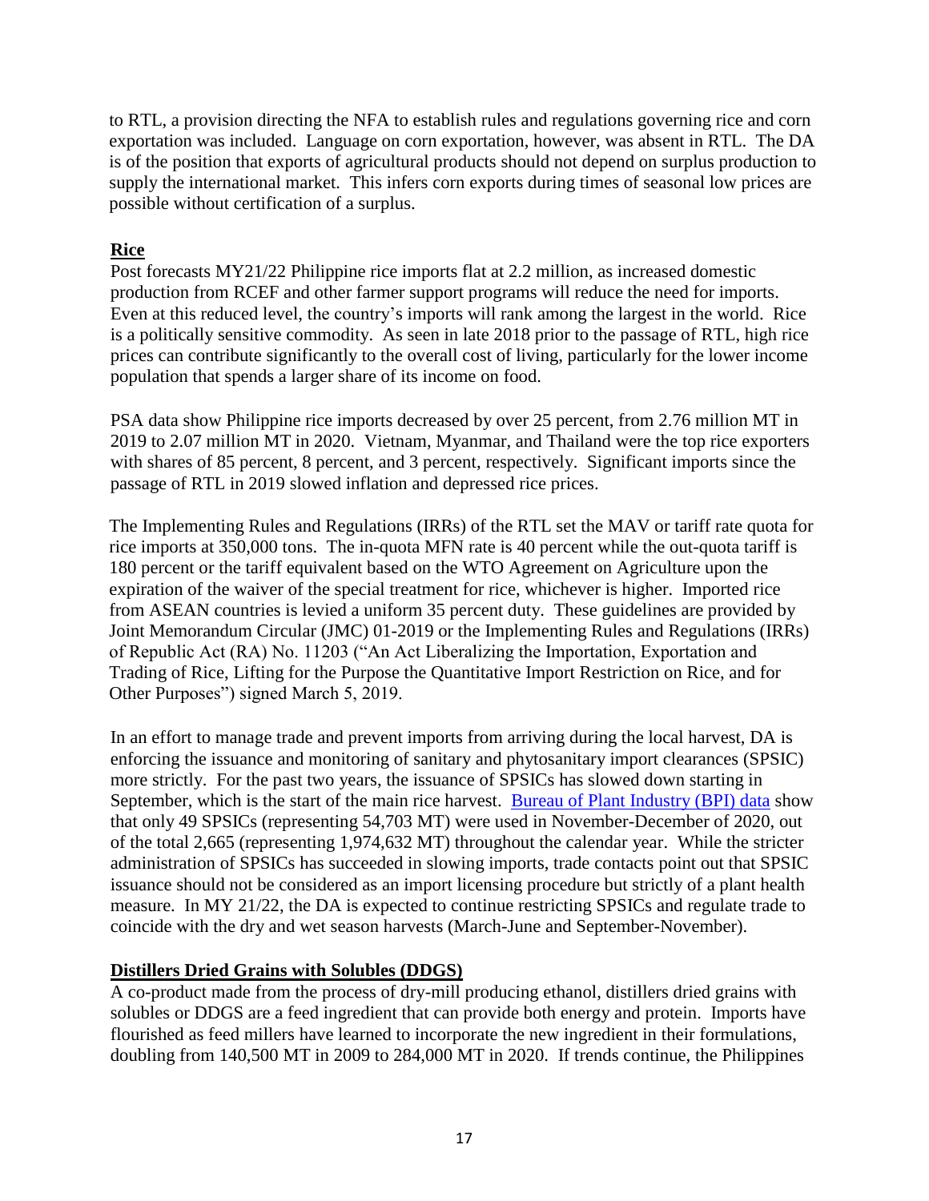to RTL, a provision directing the NFA to establish rules and regulations governing rice and corn exportation was included. Language on corn exportation, however, was absent in RTL. The DA is of the position that exports of agricultural products should not depend on surplus production to supply the international market. This infers corn exports during times of seasonal low prices are possible without certification of a surplus.

## Rice

Post forecasts MY21/22 Philippine rice imports flat at 2.2 million, as increased domestic production from RCEF and other farmer support programs will reduce the need for imports. Even at this reduced level, the country's imports will rank among the largest in the world. Rice is a politically sensitive commodity. As seen in late 2018 prior to the passage of RTL, high rice prices can contribute significantly to the overall cost of living, particularly for the lower income population that spends a larger share of its income on food.

PSA data show Philippine rice imports decreased by over 25 percent, from 2.76 million MT in 2019 to 2.07 million MT in 2020. Vietnam, Myanmar, and Thailand were the top rice exporters with shares of 85 percent, 8 percent, and 3 percent, respectively. Significant imports since the passage of RTL in 2019 slowed inflation and depressed rice prices.

The Implementing Rules and Regulations (IRRs) of the RTL set the MAV or tariff rate quota for rice imports at 350,000 tons. The in-quota MFN rate is 40 percent while the out-quota tariff is 180 percent or the tariff equivalent based on the WTO Agreement on Agriculture upon the expiration of the waiver of the special treatment for rice, whichever is higher. Imported rice from ASEAN countries is levied a uniform 35 percent duty. These guidelines are provided by Joint Memorandum Circular (JMC) 01-2019 or the Implementing Rules and Regulations (IRRs) of Republic Act (RA) No. 11203 ("An Act Liberalizing the Importation, Exportation and Trading of Rice, Lifting for the Purpose the Quantitative Import Restriction on Rice, and for Other Purposes") signed March 5, 2019.

In an effort to manage trade and prevent imports from arriving during the local harvest, DA is enforcing the issuance and monitoring of sanitary and phytosanitary import clearances (SPSIC) more strictly. For the past two years, the issuance of SPSICs has slowed down starting in September, which is the start of the main rice harvest. [Bureau of Plant Industry (BPI) data] show that only 49 SPSICs (representing 54,703 MT) were used in November-December of 2020, out of the total 2,665 (representing 1,974,632 MT) throughout the calendar year. While the stricter administration of SPSICs has succeeded in slowing imports, trade contacts point out that SPSIC issuance should not be considered as an import licensing procedure but strictly of a plant health measure. In MY 21/22, the DA is expected to continue restricting SPSICs and regulate trade to coincide with the dry and wet season harvests (March-June and September-November).

## Distillers Dried Grains with Solubles (DDGS)

A co-product made from the process of dry-mill producing ethanol, distillers dried grains with solubles or DDGS are a feed ingredient that can provide both energy and protein. Imports have flourished as feed millers have learned to incorporate the new ingredient in their formulations, doubling from 140,500 MT in 2009 to 284,000 MT in 2020. If trends continue, the Philippines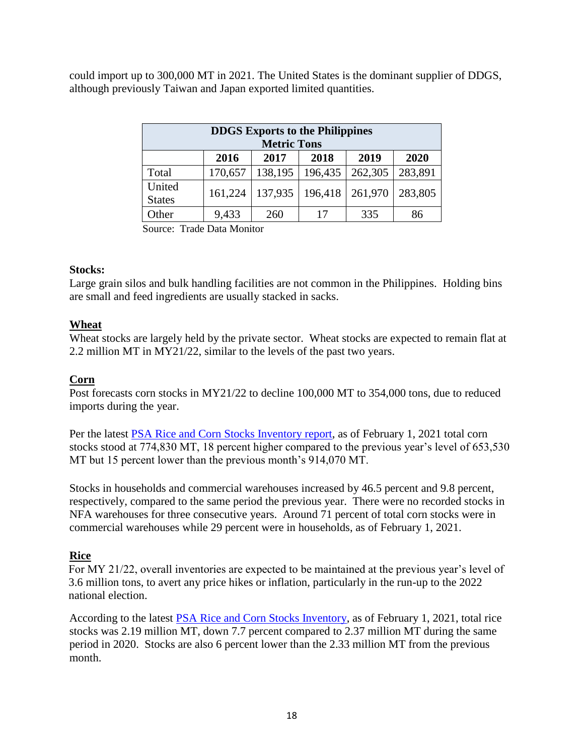could import up to 300,000 MT in 2021. The United States is the dominant supplier of DDGS, although previously Taiwan and Japan exported limited quantities.

| DDGS Exports to the Philippines Metric Tons | | | | | |
|---|---|---|---|---|---|
| | 2016 | 2017 | 2018 | 2019 | 2020 |
| Total | 170,657 | 138,195 | 196,435 | 262,305 | 283,891 |
| United States | 161,224 | 137,935 | 196,418 | 261,970 | 283,805 |
| Other | 9,433 | 260 | 17 | 335 | 86 |

Source: Trade Data Monitor

**Stocks:**

Large grain silos and bulk handling facilities are not common in the Philippines. Holding bins are small and feed ingredients are usually stacked in sacks.

**Wheat**

Wheat stocks are largely held by the private sector. Wheat stocks are expected to remain flat at 2.2 million MT in MY21/22, similar to the levels of the past two years.

**Corn**

Post forecasts corn stocks in MY21/22 to decline 100,000 MT to 354,000 tons, due to reduced imports during the year.

Per the latest [PSA Rice and Corn Stocks Inventory report](), as of February 1, 2021 total corn stocks stood at 774,830 MT, 18 percent higher compared to the previous year's level of 653,530 MT but 15 percent lower than the previous month's 914,070 MT.

Stocks in households and commercial warehouses increased by 46.5 percent and 9.8 percent, respectively, compared to the same period the previous year. There were no recorded stocks in NFA warehouses for three consecutive years. Around 71 percent of total corn stocks were in commercial warehouses while 29 percent were in households, as of February 1, 2021.

**Rice**

For MY 21/22, overall inventories are expected to be maintained at the previous year's level of 3.6 million tons, to avert any price hikes or inflation, particularly in the run-up to the 2022 national election.

According to the latest [PSA Rice and Corn Stocks Inventory](), as of February 1, 2021, total rice stocks was 2.19 million MT, down 7.7 percent compared to 2.37 million MT during the same period in 2020. Stocks are also 6 percent lower than the 2.33 million MT from the previous month.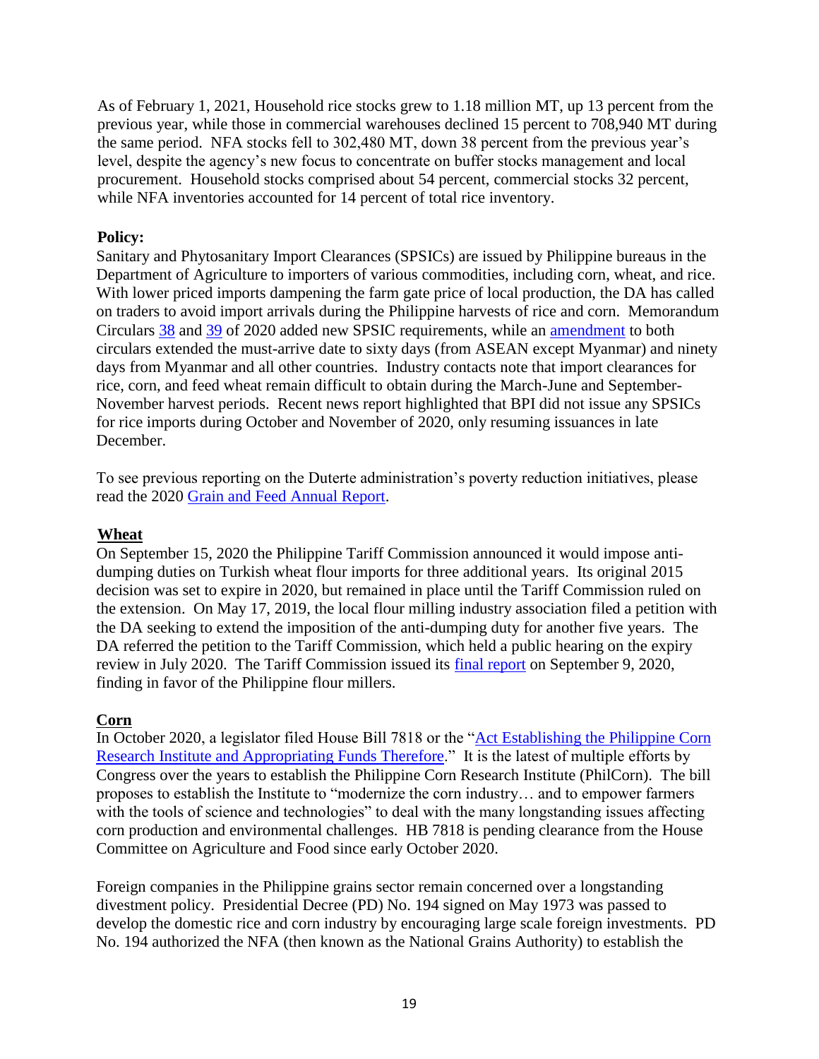As of February 1, 2021, Household rice stocks grew to 1.18 million MT, up 13 percent from the previous year, while those in commercial warehouses declined 15 percent to 708,940 MT during the same period. NFA stocks fell to 302,480 MT, down 38 percent from the previous year's level, despite the agency's new focus to concentrate on buffer stocks management and local procurement. Household stocks comprised about 54 percent, commercial stocks 32 percent, while NFA inventories accounted for 14 percent of total rice inventory.

**Policy:**

Sanitary and Phytosanitary Import Clearances (SPSICs) are issued by Philippine bureaus in the Department of Agriculture to importers of various commodities, including corn, wheat, and rice. With lower priced imports dampening the farm gate price of local production, the DA has called on traders to avoid import arrivals during the Philippine harvests of rice and corn. Memorandum Circulars 38 and 39 of 2020 added new SPSIC requirements, while an amendment to both circulars extended the must-arrive date to sixty days (from ASEAN except Myanmar) and ninety days from Myanmar and all other countries. Industry contacts note that import clearances for rice, corn, and feed wheat remain difficult to obtain during the March-June and September-November harvest periods. Recent news report highlighted that BPI did not issue any SPSICs for rice imports during October and November of 2020, only resuming issuances in late December.

To see previous reporting on the Duterte administration's poverty reduction initiatives, please read the 2020 Grain and Feed Annual Report.

## Wheat

On September 15, 2020 the Philippine Tariff Commission announced it would impose anti-dumping duties on Turkish wheat flour imports for three additional years. Its original 2015 decision was set to expire in 2020, but remained in place until the Tariff Commission ruled on the extension. On May 17, 2019, the local flour milling industry association filed a petition with the DA seeking to extend the imposition of the anti-dumping duty for another five years. The DA referred the petition to the Tariff Commission, which held a public hearing on the expiry review in July 2020. The Tariff Commission issued its final report on September 9, 2020, finding in favor of the Philippine flour millers.

## Corn

In October 2020, a legislator filed House Bill 7818 or the "Act Establishing the Philippine Corn Research Institute and Appropriating Funds Therefore." It is the latest of multiple efforts by Congress over the years to establish the Philippine Corn Research Institute (PhilCorn). The bill proposes to establish the Institute to "modernize the corn industry… and to empower farmers with the tools of science and technologies" to deal with the many longstanding issues affecting corn production and environmental challenges. HB 7818 is pending clearance from the House Committee on Agriculture and Food since early October 2020.

Foreign companies in the Philippine grains sector remain concerned over a longstanding divestment policy. Presidential Decree (PD) No. 194 signed on May 1973 was passed to develop the domestic rice and corn industry by encouraging large scale foreign investments. PD No. 194 authorized the NFA (then known as the National Grains Authority) to establish the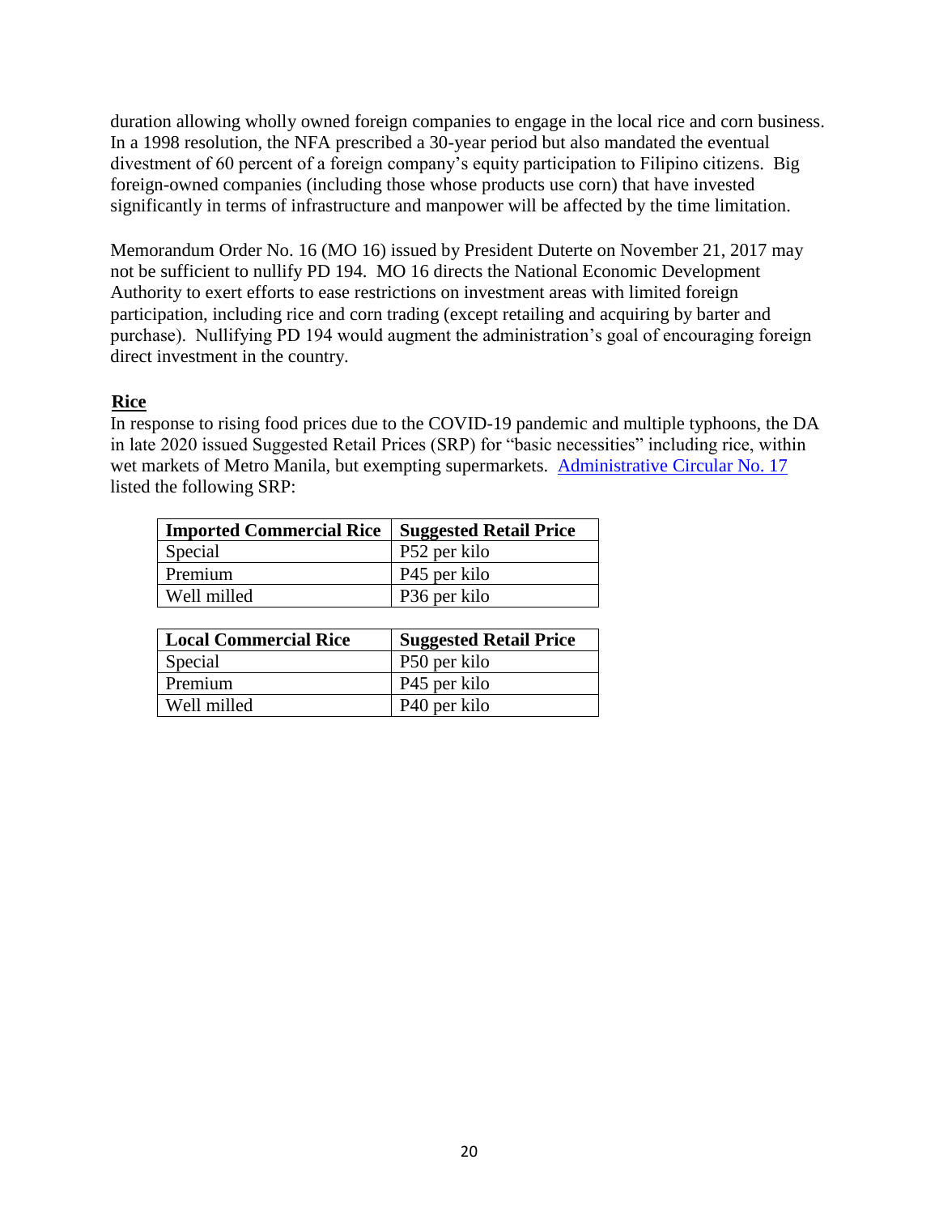duration allowing wholly owned foreign companies to engage in the local rice and corn business. In a 1998 resolution, the NFA prescribed a 30-year period but also mandated the eventual divestment of 60 percent of a foreign company's equity participation to Filipino citizens. Big foreign-owned companies (including those whose products use corn) that have invested significantly in terms of infrastructure and manpower will be affected by the time limitation.

Memorandum Order No. 16 (MO 16) issued by President Duterte on November 21, 2017 may not be sufficient to nullify PD 194. MO 16 directs the National Economic Development Authority to exert efforts to ease restrictions on investment areas with limited foreign participation, including rice and corn trading (except retailing and acquiring by barter and purchase). Nullifying PD 194 would augment the administration's goal of encouraging foreign direct investment in the country.

## Rice

In response to rising food prices due to the COVID-19 pandemic and multiple typhoons, the DA in late 2020 issued Suggested Retail Prices (SRP) for "basic necessities" including rice, within wet markets of Metro Manila, but exempting supermarkets. Administrative Circular No. 17 listed the following SRP:

| Imported Commercial Rice | Suggested Retail Price |
|---|---|
| Special | P52 per kilo |
| Premium | P45 per kilo |
| Well milled | P36 per kilo |

| Local Commercial Rice | Suggested Retail Price |
|---|---|
| Special | P50 per kilo |
| Premium | P45 per kilo |
| Well milled | P40 per kilo |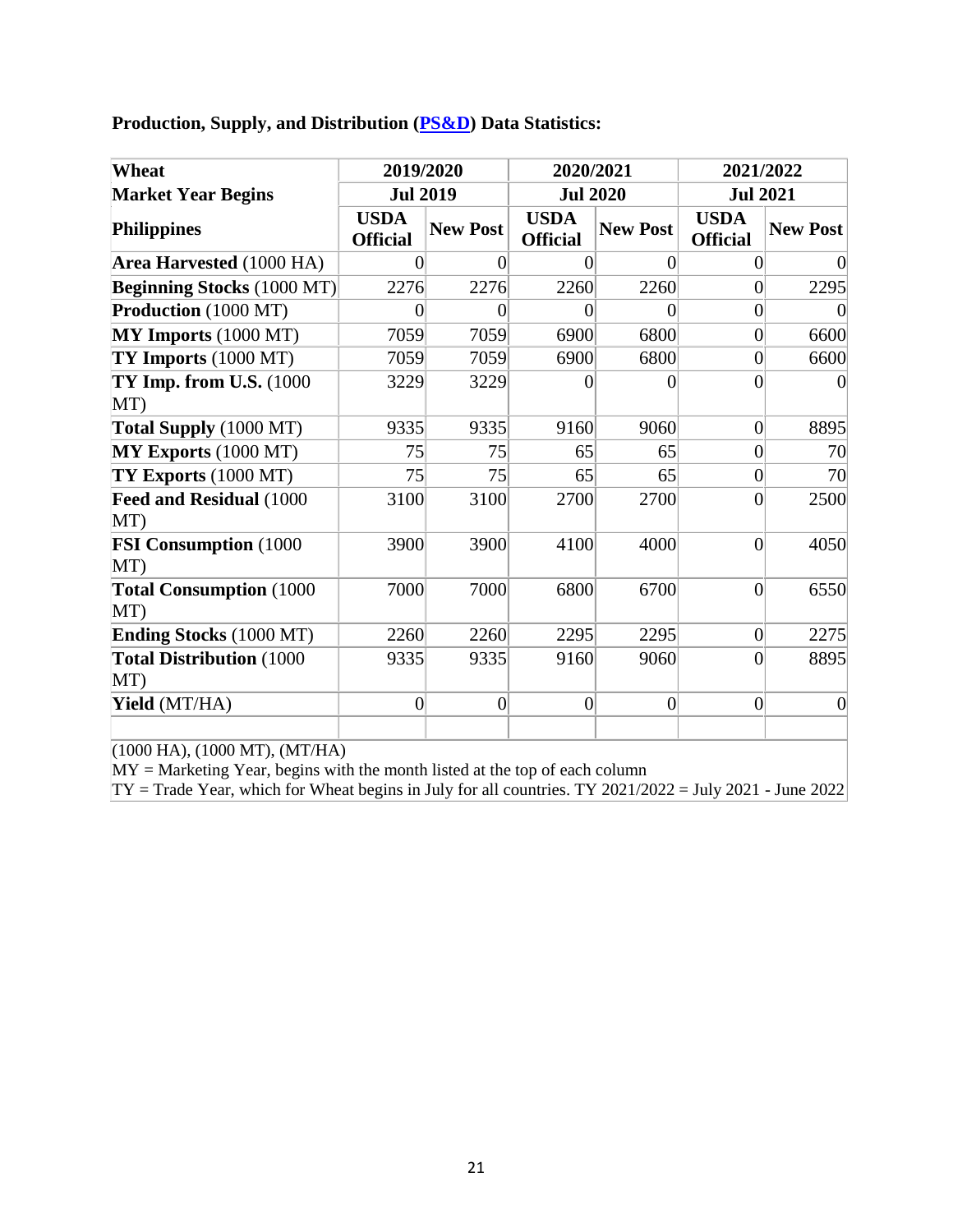**Production, Supply, and Distribution (PS&D) Data Statistics:**

| Wheat | 2019/2020 | | 2020/2021 | | 2021/2022 | |
|---|---|---|---|---|---|---|
| **Market Year Begins** | **Jul 2019** | | **Jul 2020** | | **Jul 2021** | |
| **Philippines** | **USDA Official** | **New Post** | **USDA Official** | **New Post** | **USDA Official** | **New Post** |
| **Area Harvested** (1000 HA) | 0 | 0 | 0 | 0 | 0 | 0 |
| **Beginning Stocks** (1000 MT) | 2276 | 2276 | 2260 | 2260 | 0 | 2295 |
| **Production** (1000 MT) | 0 | 0 | 0 | 0 | 0 | 0 |
| **MY Imports** (1000 MT) | 7059 | 7059 | 6900 | 6800 | 0 | 6600 |
| **TY Imports** (1000 MT) | 7059 | 7059 | 6900 | 6800 | 0 | 6600 |
| **TY Imp. from U.S.** (1000 MT) | 3229 | 3229 | 0 | 0 | 0 | 0 |
| **Total Supply** (1000 MT) | 9335 | 9335 | 9160 | 9060 | 0 | 8895 |
| **MY Exports** (1000 MT) | 75 | 75 | 65 | 65 | 0 | 70 |
| **TY Exports** (1000 MT) | 75 | 75 | 65 | 65 | 0 | 70 |
| **Feed and Residual** (1000 MT) | 3100 | 3100 | 2700 | 2700 | 0 | 2500 |
| **FSI Consumption** (1000 MT) | 3900 | 3900 | 4100 | 4000 | 0 | 4050 |
| **Total Consumption** (1000 MT) | 7000 | 7000 | 6800 | 6700 | 0 | 6550 |
| **Ending Stocks** (1000 MT) | 2260 | 2260 | 2295 | 2295 | 0 | 2275 |
| **Total Distribution** (1000 MT) | 9335 | 9335 | 9160 | 9060 | 0 | 8895 |
| **Yield** (MT/HA) | 0 | 0 | 0 | 0 | 0 | 0 |

(1000 HA), (1000 MT), (MT/HA)
MY = Marketing Year, begins with the month listed at the top of each column
TY = Trade Year, which for Wheat begins in July for all countries. TY 2021/2022 = July 2021 - June 2022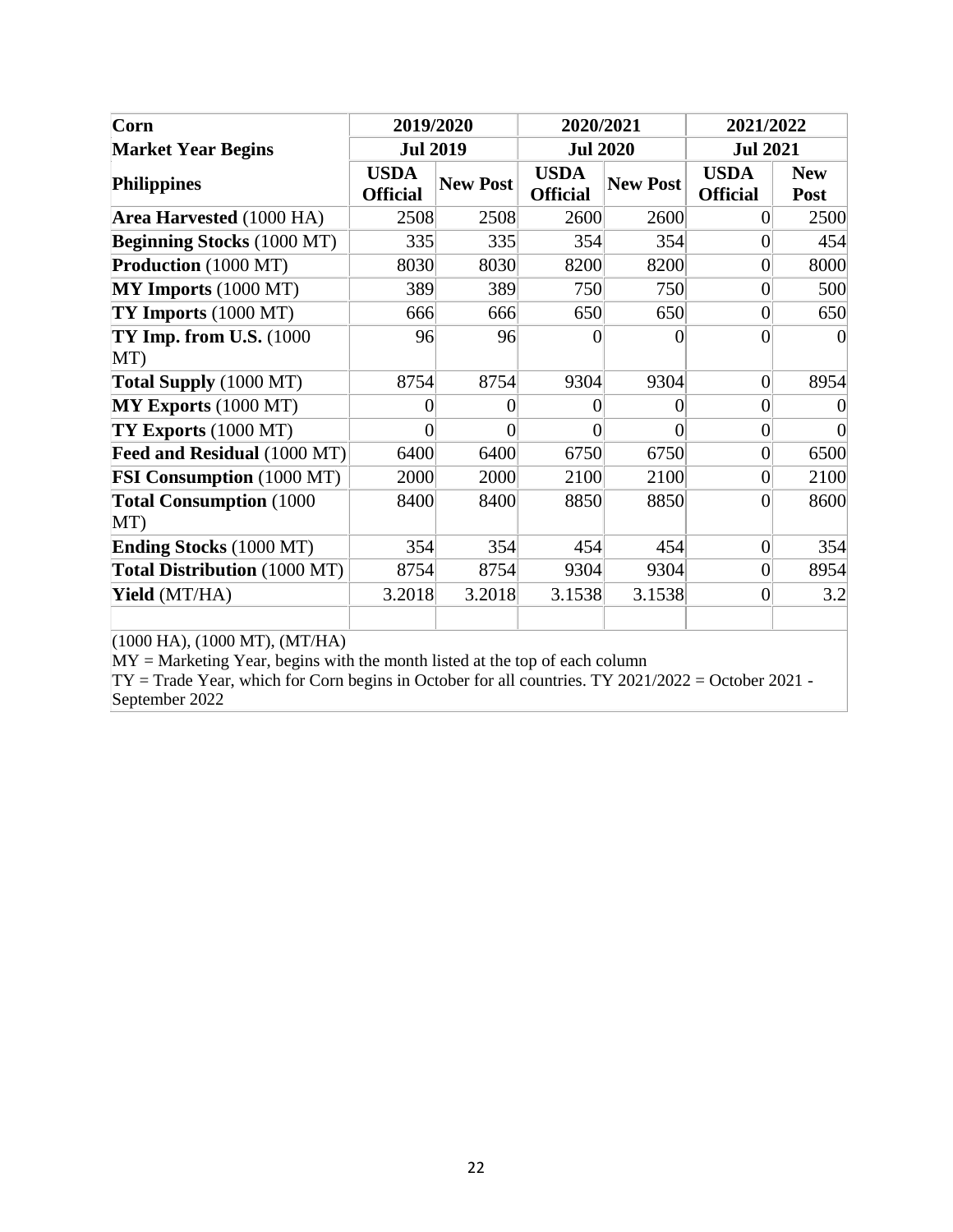| **Corn** | **2019/2020** | | **2020/2021** | | **2021/2022** | |
|---|---|---|---|---|---|---|
| **Market Year Begins** | **Jul 2019** | | **Jul 2020** | | **Jul 2021** | |
| **Philippines** | **USDA Official** | **New Post** | **USDA Official** | **New Post** | **USDA Official** | **New Post** |
| **Area Harvested** (1000 HA) | 2508 | 2508 | 2600 | 2600 | 0 | 2500 |
| **Beginning Stocks** (1000 MT) | 335 | 335 | 354 | 354 | 0 | 454 |
| **Production** (1000 MT) | 8030 | 8030 | 8200 | 8200 | 0 | 8000 |
| **MY Imports** (1000 MT) | 389 | 389 | 750 | 750 | 0 | 500 |
| **TY Imports** (1000 MT) | 666 | 666 | 650 | 650 | 0 | 650 |
| **TY Imp. from U.S.** (1000 MT) | 96 | 96 | 0 | 0 | 0 | 0 |
| **Total Supply** (1000 MT) | 8754 | 8754 | 9304 | 9304 | 0 | 8954 |
| **MY Exports** (1000 MT) | 0 | 0 | 0 | 0 | 0 | 0 |
| **TY Exports** (1000 MT) | 0 | 0 | 0 | 0 | 0 | 0 |
| **Feed and Residual** (1000 MT) | 6400 | 6400 | 6750 | 6750 | 0 | 6500 |
| **FSI Consumption** (1000 MT) | 2000 | 2000 | 2100 | 2100 | 0 | 2100 |
| **Total Consumption** (1000 MT) | 8400 | 8400 | 8850 | 8850 | 0 | 8600 |
| **Ending Stocks** (1000 MT) | 354 | 354 | 454 | 454 | 0 | 354 |
| **Total Distribution** (1000 MT) | 8754 | 8754 | 9304 | 9304 | 0 | 8954 |
| **Yield** (MT/HA) | 3.2018 | 3.2018 | 3.1538 | 3.1538 | 0 | 3.2 |
| | | | | | | |

(1000 HA), (1000 MT), (MT/HA)
MY = Marketing Year, begins with the month listed at the top of each column
TY = Trade Year, which for Corn begins in October for all countries. TY 2021/2022 = October 2021 - September 2022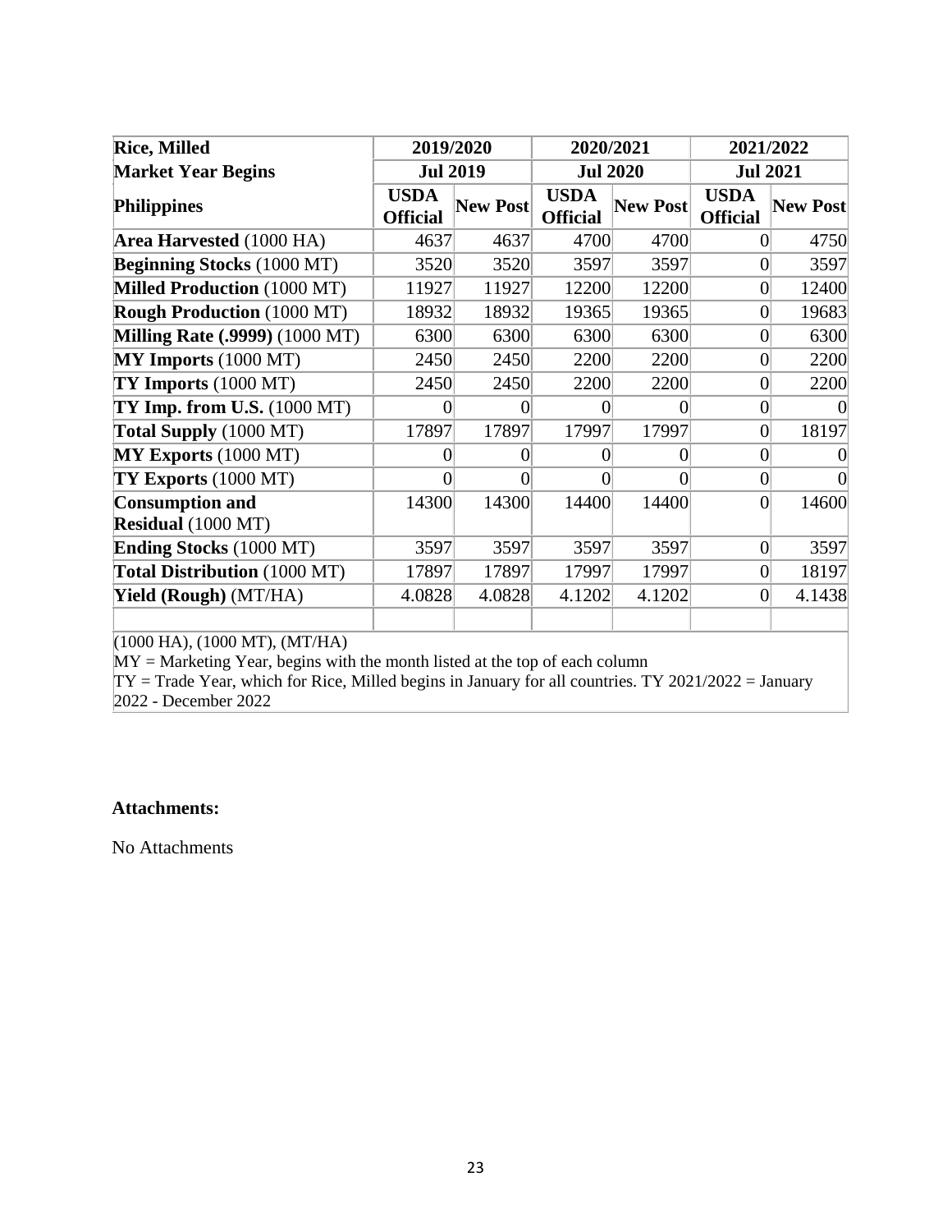| Rice, Milled | 2019/2020 | | 2020/2021 | | 2021/2022 | |
|---|---|---|---|---|---|---|
| **Market Year Begins** | **Jul 2019** | | **Jul 2020** | | **Jul 2021** | |
| **Philippines** | **USDA Official** | **New Post** | **USDA Official** | **New Post** | **USDA Official** | **New Post** |
| **Area Harvested** (1000 HA) | 4637 | 4637 | 4700 | 4700 | 0 | 4750 |
| **Beginning Stocks** (1000 MT) | 3520 | 3520 | 3597 | 3597 | 0 | 3597 |
| **Milled Production** (1000 MT) | 11927 | 11927 | 12200 | 12200 | 0 | 12400 |
| **Rough Production** (1000 MT) | 18932 | 18932 | 19365 | 19365 | 0 | 19683 |
| **Milling Rate (.9999)** (1000 MT) | 6300 | 6300 | 6300 | 6300 | 0 | 6300 |
| **MY Imports** (1000 MT) | 2450 | 2450 | 2200 | 2200 | 0 | 2200 |
| **TY Imports** (1000 MT) | 2450 | 2450 | 2200 | 2200 | 0 | 2200 |
| **TY Imp. from U.S.** (1000 MT) | 0 | 0 | 0 | 0 | 0 | 0 |
| **Total Supply** (1000 MT) | 17897 | 17897 | 17997 | 17997 | 0 | 18197 |
| **MY Exports** (1000 MT) | 0 | 0 | 0 | 0 | 0 | 0 |
| **TY Exports** (1000 MT) | 0 | 0 | 0 | 0 | 0 | 0 |
| **Consumption and Residual** (1000 MT) | 14300 | 14300 | 14400 | 14400 | 0 | 14600 |
| **Ending Stocks** (1000 MT) | 3597 | 3597 | 3597 | 3597 | 0 | 3597 |
| **Total Distribution** (1000 MT) | 17897 | 17897 | 17997 | 17997 | 0 | 18197 |
| **Yield (Rough)** (MT/HA) | 4.0828 | 4.0828 | 4.1202 | 4.1202 | 0 | 4.1438 |
| | | | | | | |

(1000 HA), (1000 MT), (MT/HA)
MY = Marketing Year, begins with the month listed at the top of each column
TY = Trade Year, which for Rice, Milled begins in January for all countries. TY 2021/2022 = January 2022 - December 2022

**Attachments:**

No Attachments